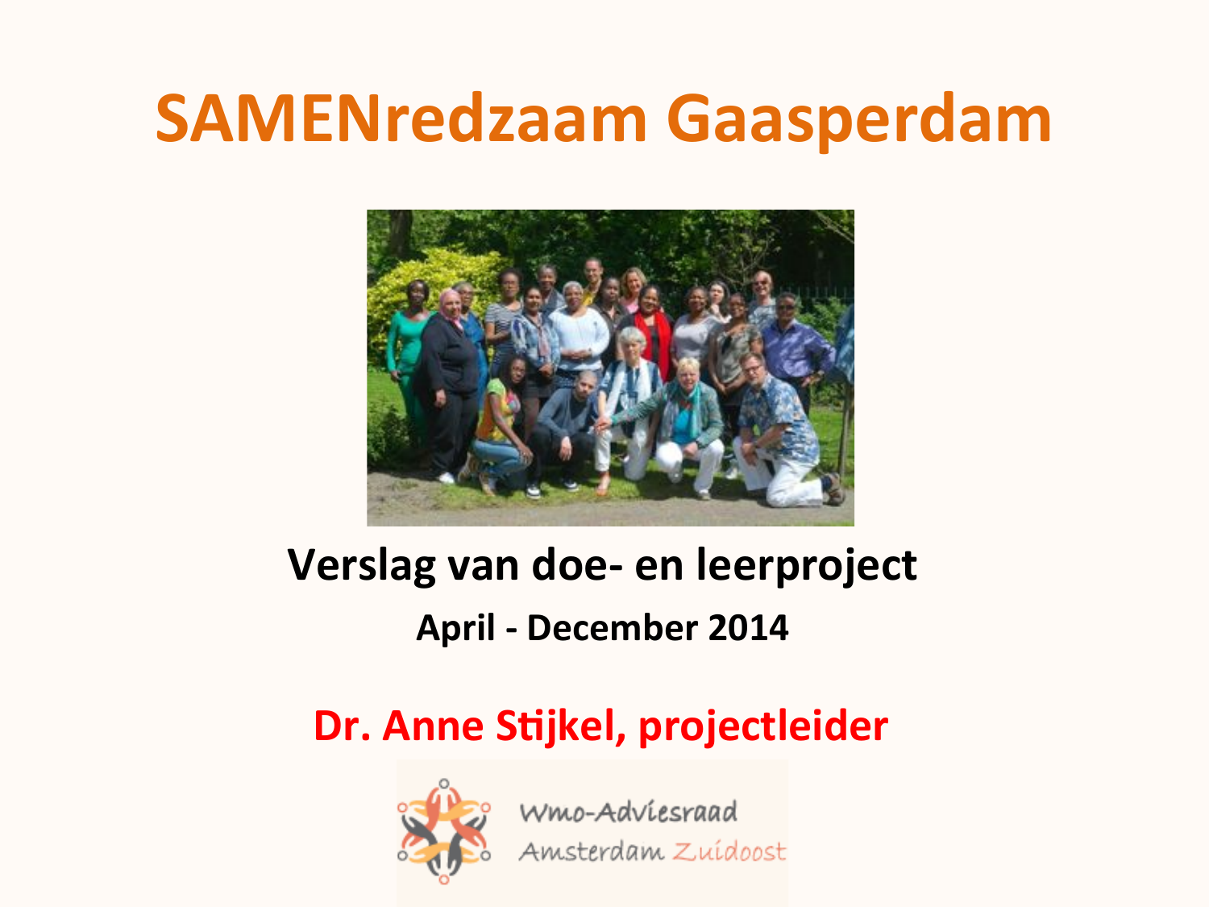# SAMENredzaam Gaasperdam

## Verslag van doe- en leerproject

**April - December 2014**

**Dr. Anne Stijkel, projectleider**

Wmo-Adviesraad Amsterdam Zuidoost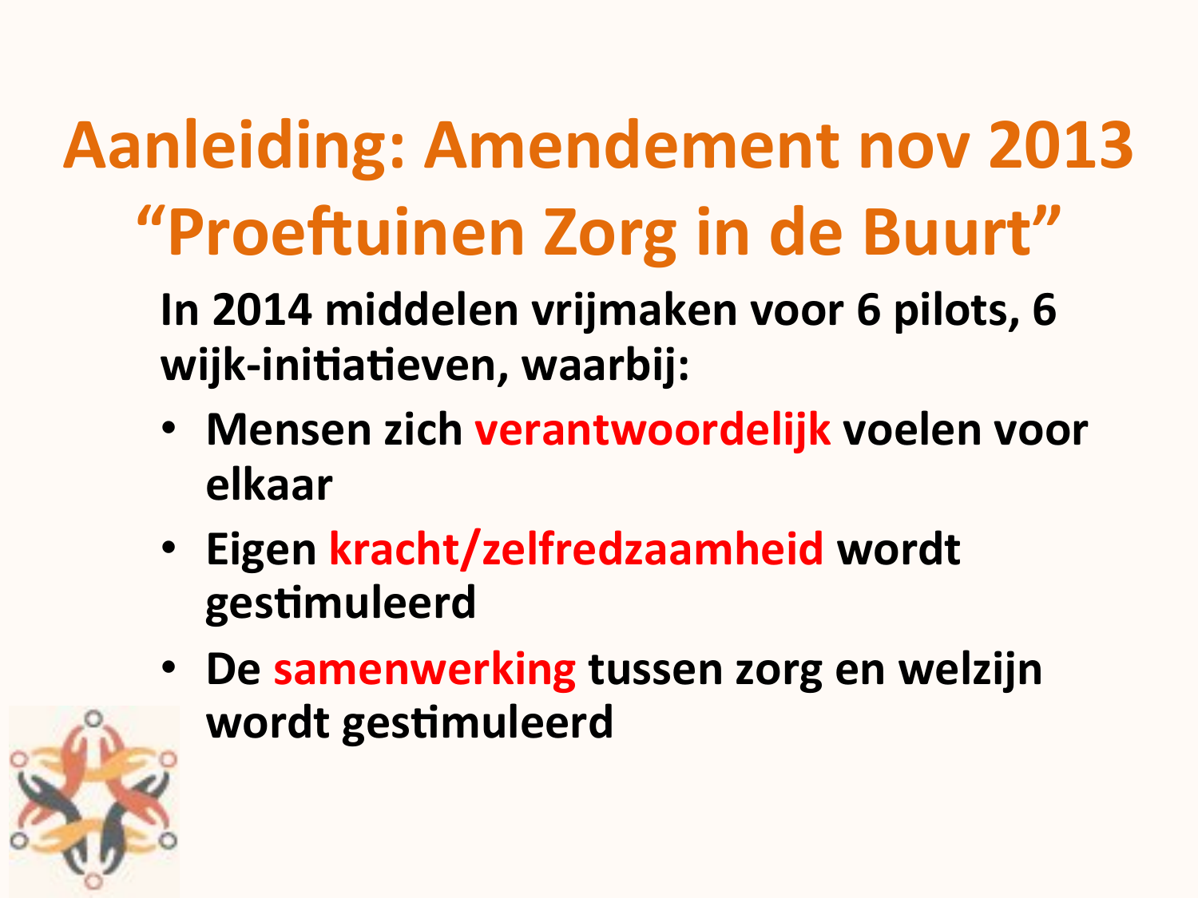# Aanleiding: Amendement nov 2013 “Proeftuinen Zorg in de Buurt”

**In 2014 middelen vrijmaken voor 6 pilots, 6 wijk-initiatieven, waarbij:**

- **Mensen zich verantwoordelijk voelen voor elkaar**
- **Eigen kracht/zelfredzaamheid wordt gestimuleerd**
- **De samenwerking tussen zorg en welzijn wordt gestimuleerd**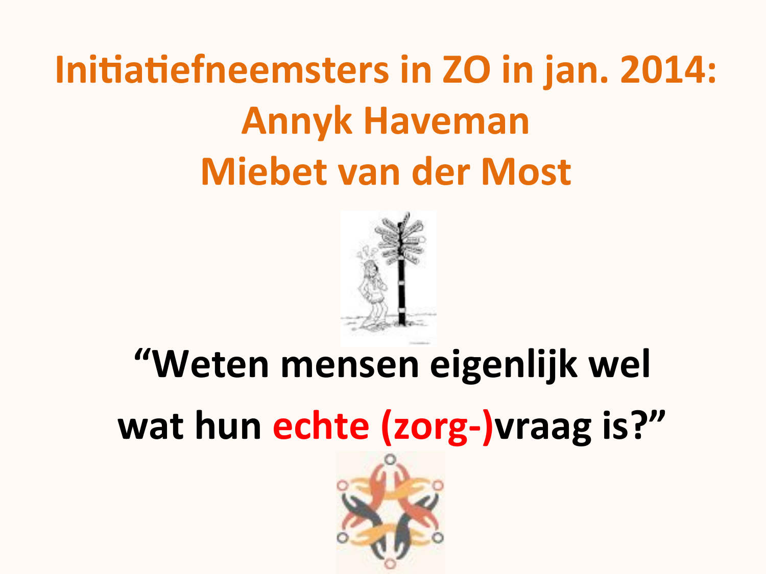# Initiatiefneemsters in ZO in jan. 2014:
# Annyk Haveman
# Miebet van der Most

**"Weten mensen eigenlijk wel wat hun echte (zorg-)vraag is?"**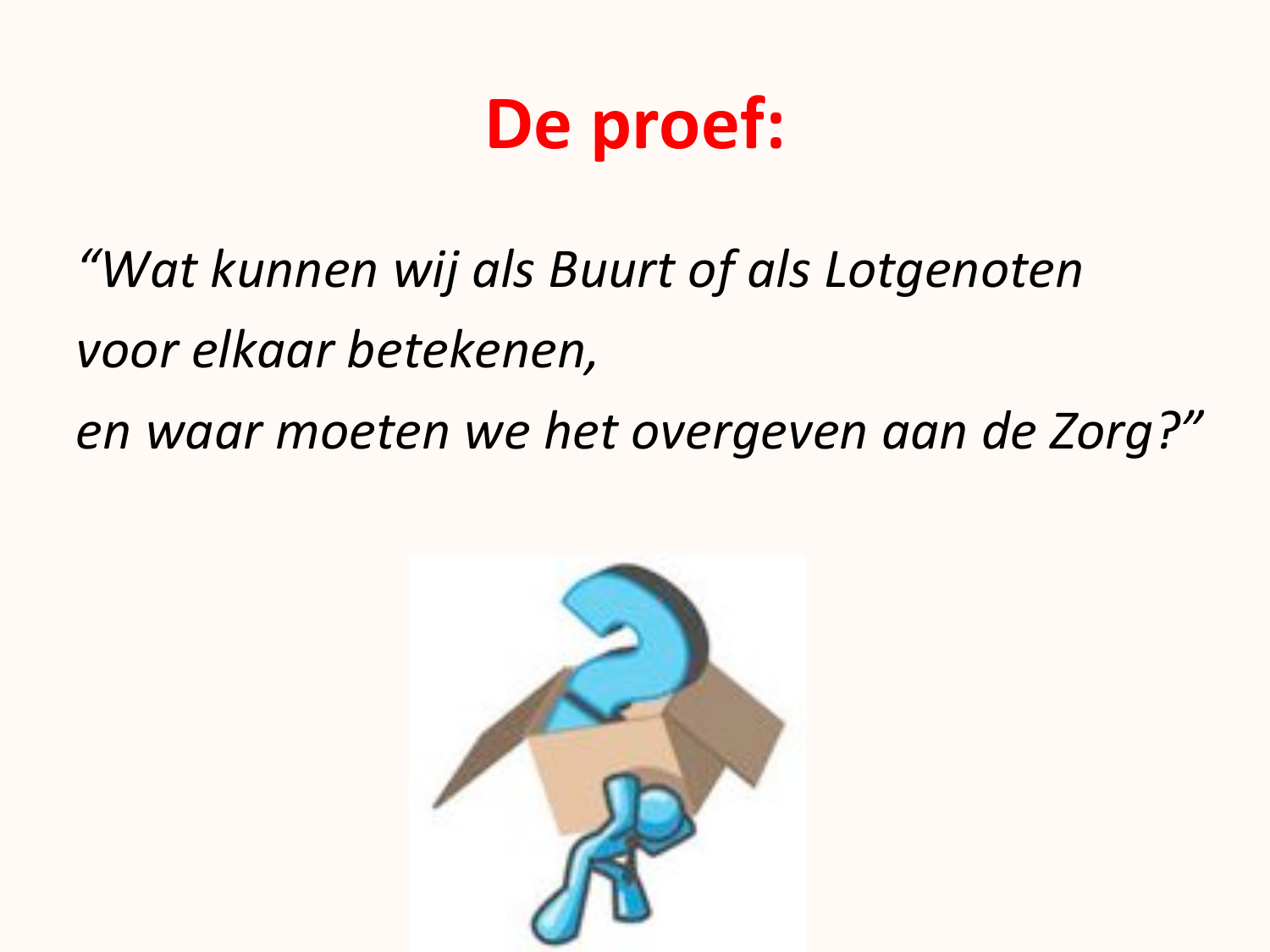# De proef:

*"Wat kunnen wij als Buurt of als Lotgenoten voor elkaar betekenen, en waar moeten we het overgeven aan de Zorg?"*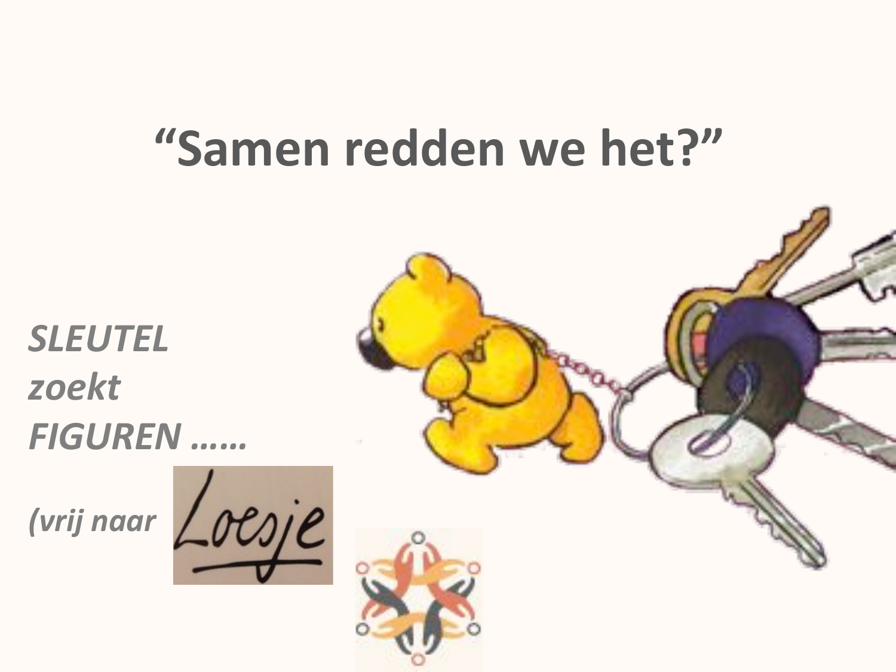# “Samen redden we het?”

*SLEUTEL*
*zoekt*
*FIGUREN ……*

*(vrij naar* Loesje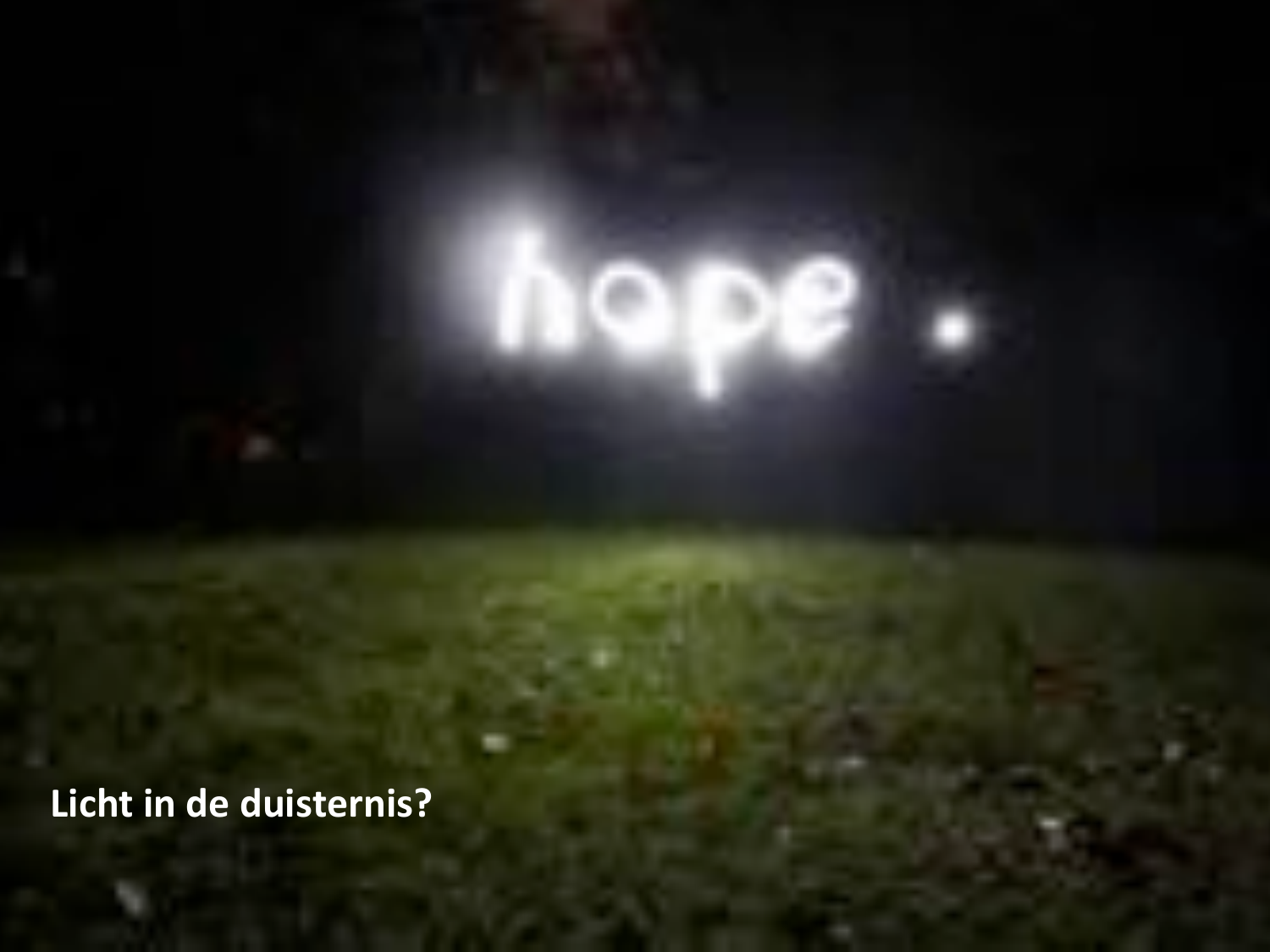hope .

Licht in de duisternis?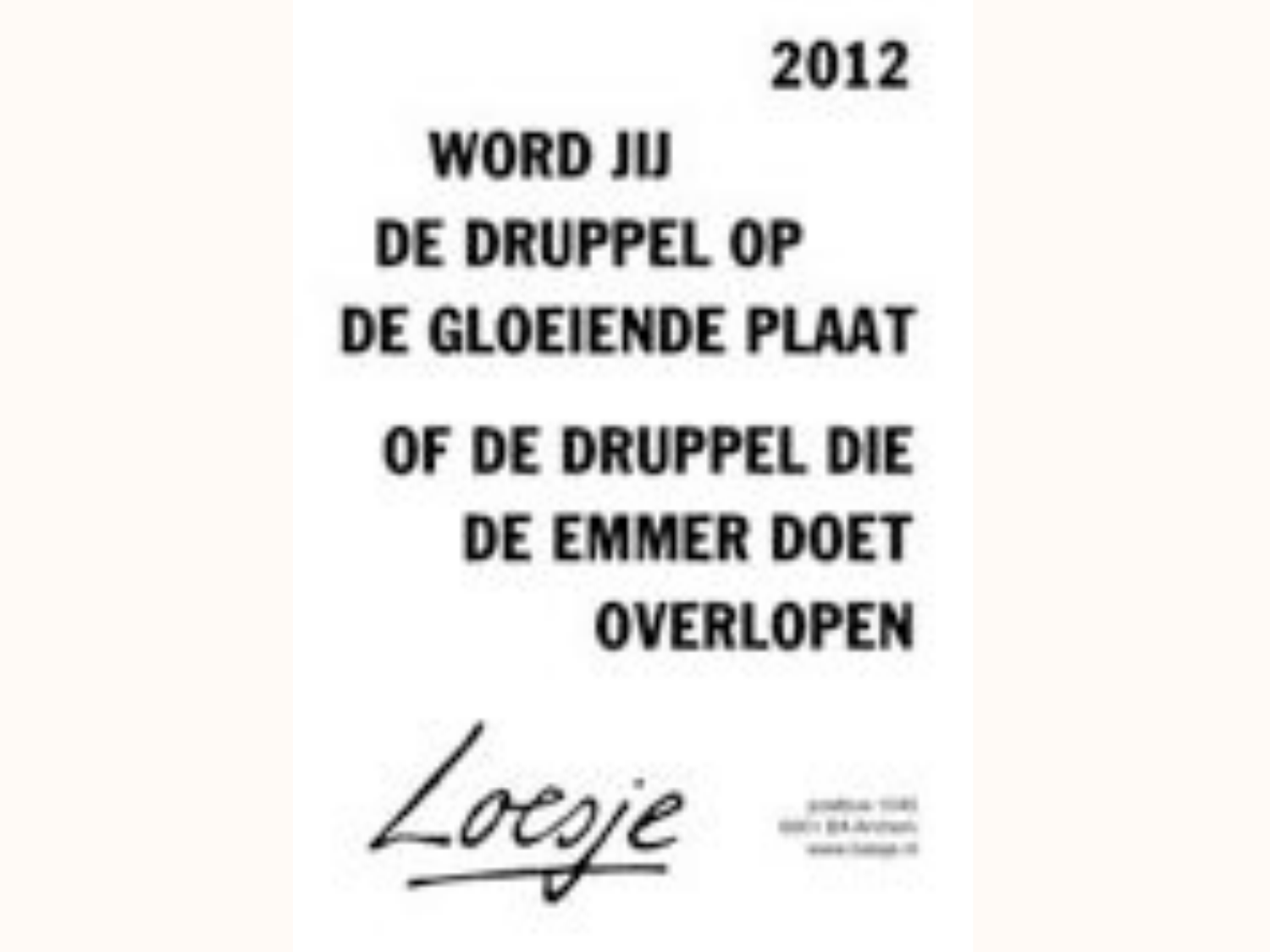2012

WORD JIJ
DE DRUPPEL OP
DE GLOEIENDE PLAAT

OF DE DRUPPEL DIE
DE EMMER DOET
OVERLOPEN

Loesje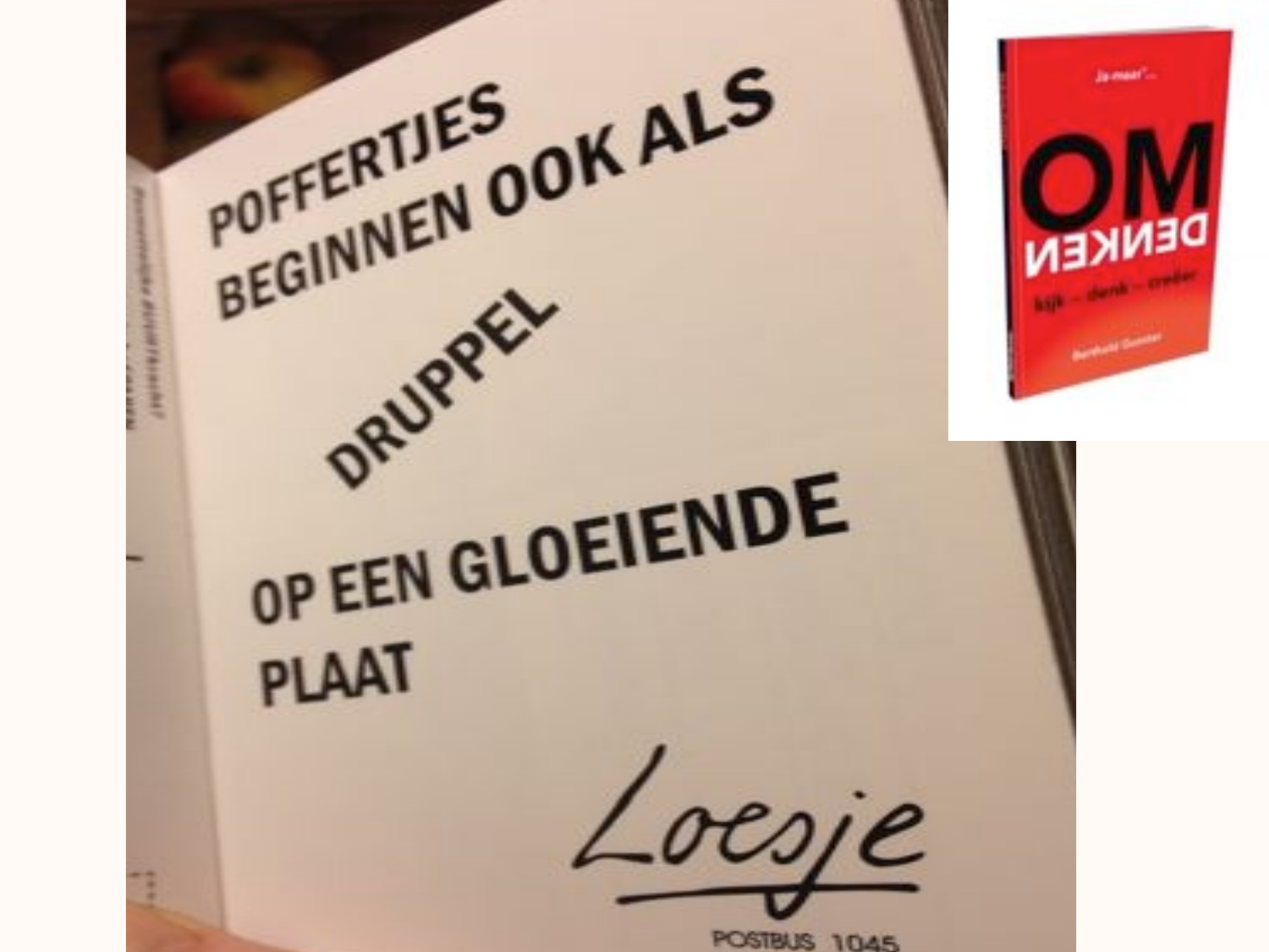POFFERTJES BEGINNEN OOK ALS

DRUPPEL

OP EEN GLOEIENDE PLAAT

Loesje

POSTBUS 1045

Ja maar!...

OM DENKEN

kijk – denk – creëer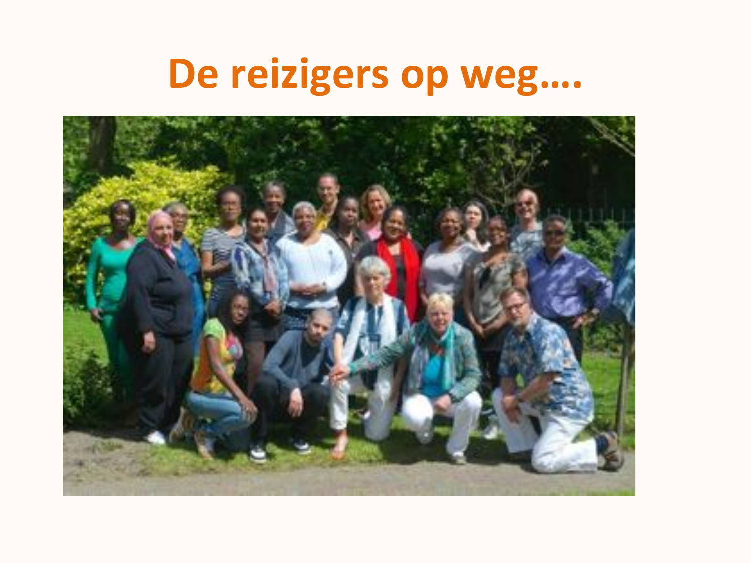# De reizigers op weg….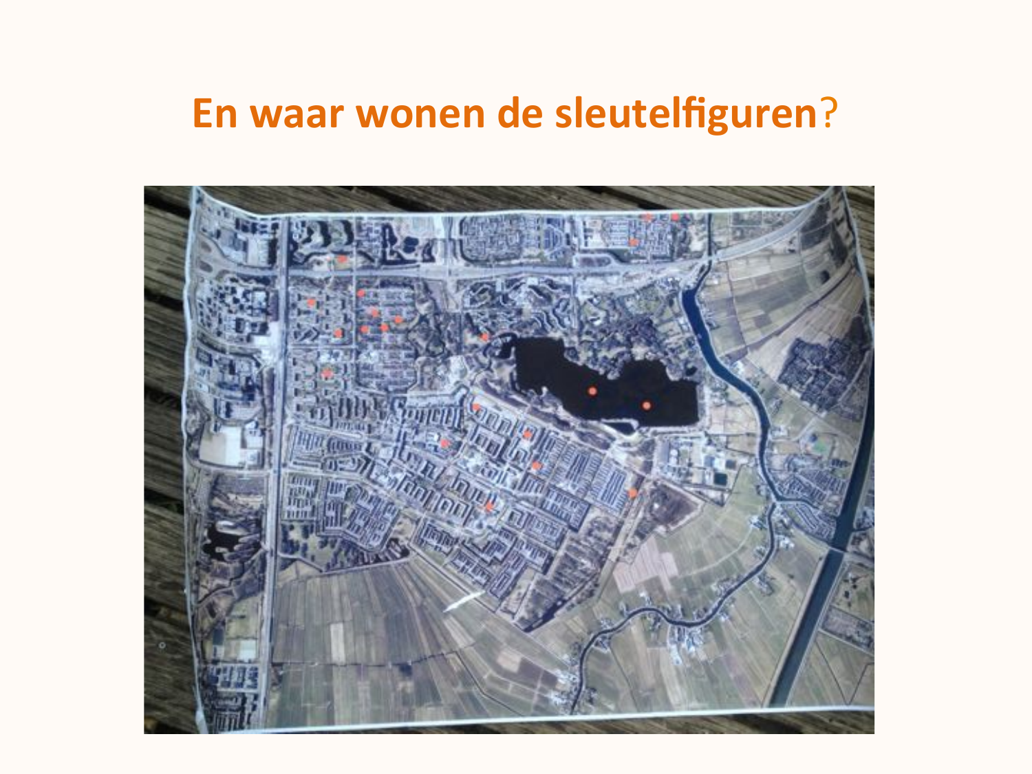# En waar wonen de sleutelfiguren?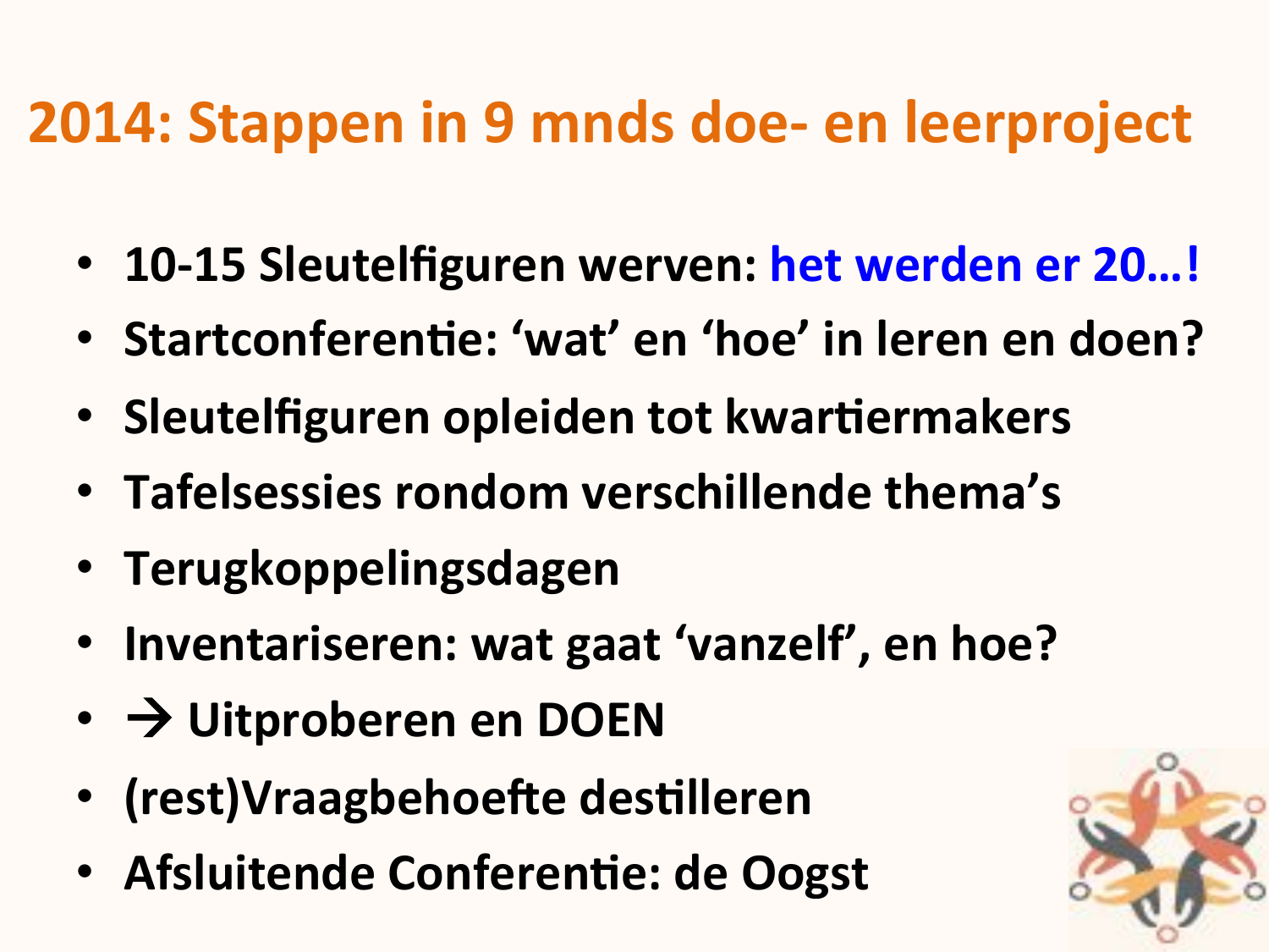# 2014: Stappen in 9 mnds doe- en leerproject

- **10-15 Sleutelfiguren werven: het werden er 20…!**
- **Startconferentie: ‘wat’ en ‘hoe’ in leren en doen?**
- **Sleutelfiguren opleiden tot kwartiermakers**
- **Tafelsessies rondom verschillende thema’s**
- **Terugkoppelingsdagen**
- **Inventariseren: wat gaat ‘vanzelf’, en hoe?**
- **→ Uitproberen en DOEN**
- **(rest)Vraagbehoefte destilleren**
- **Afsluitende Conferentie: de Oogst**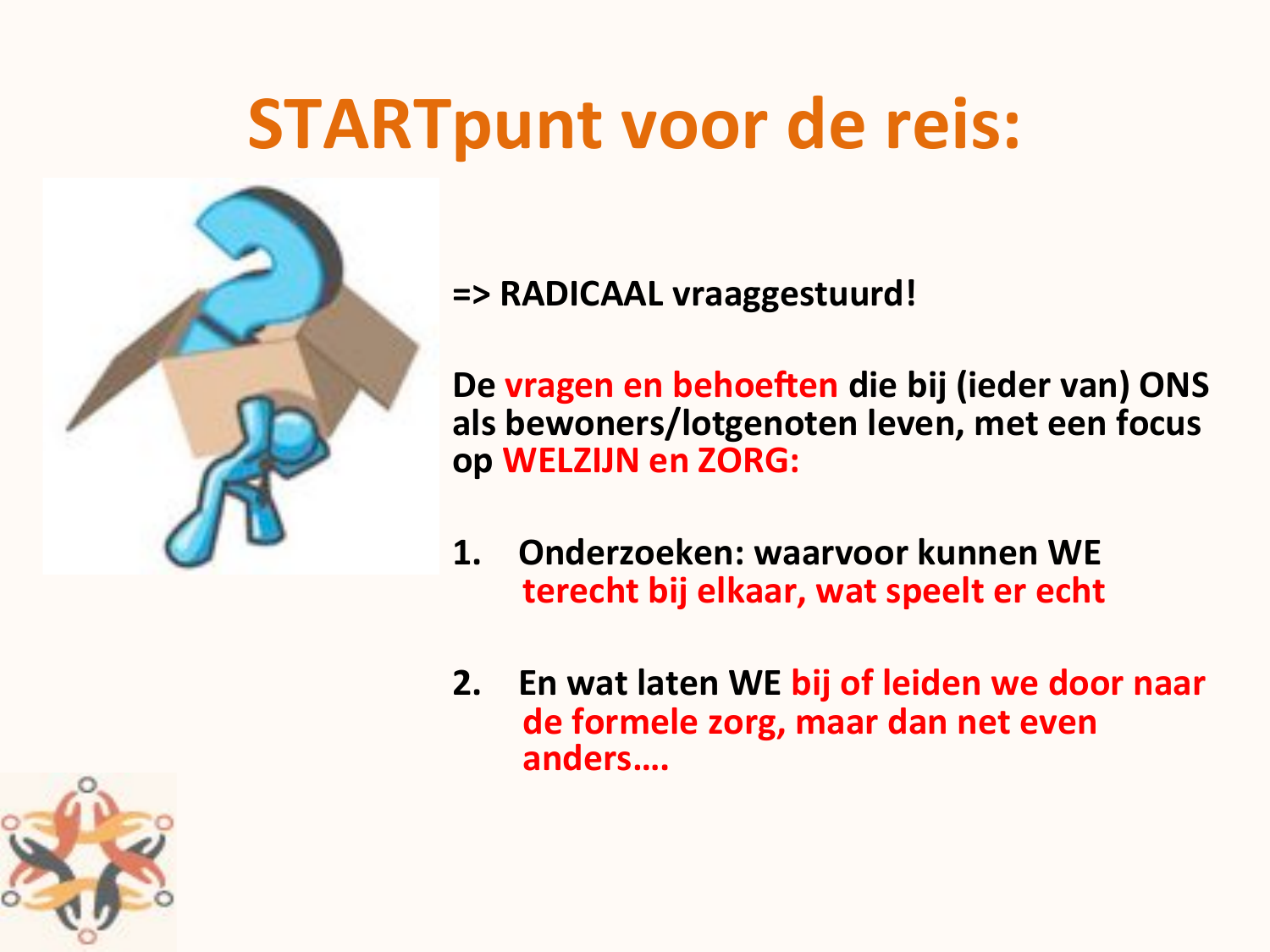# STARTpunt voor de reis:

**=> RADICAAL vraaggestuurd!**

**De vragen en behoeften die bij (ieder van) ONS als bewoners/lotgenoten leven, met een focus op WELZIJN en ZORG:**

1. **Onderzoeken: waarvoor kunnen WE terecht bij elkaar, wat speelt er echt**
2. **En wat laten WE bij of leiden we door naar de formele zorg, maar dan net even anders….**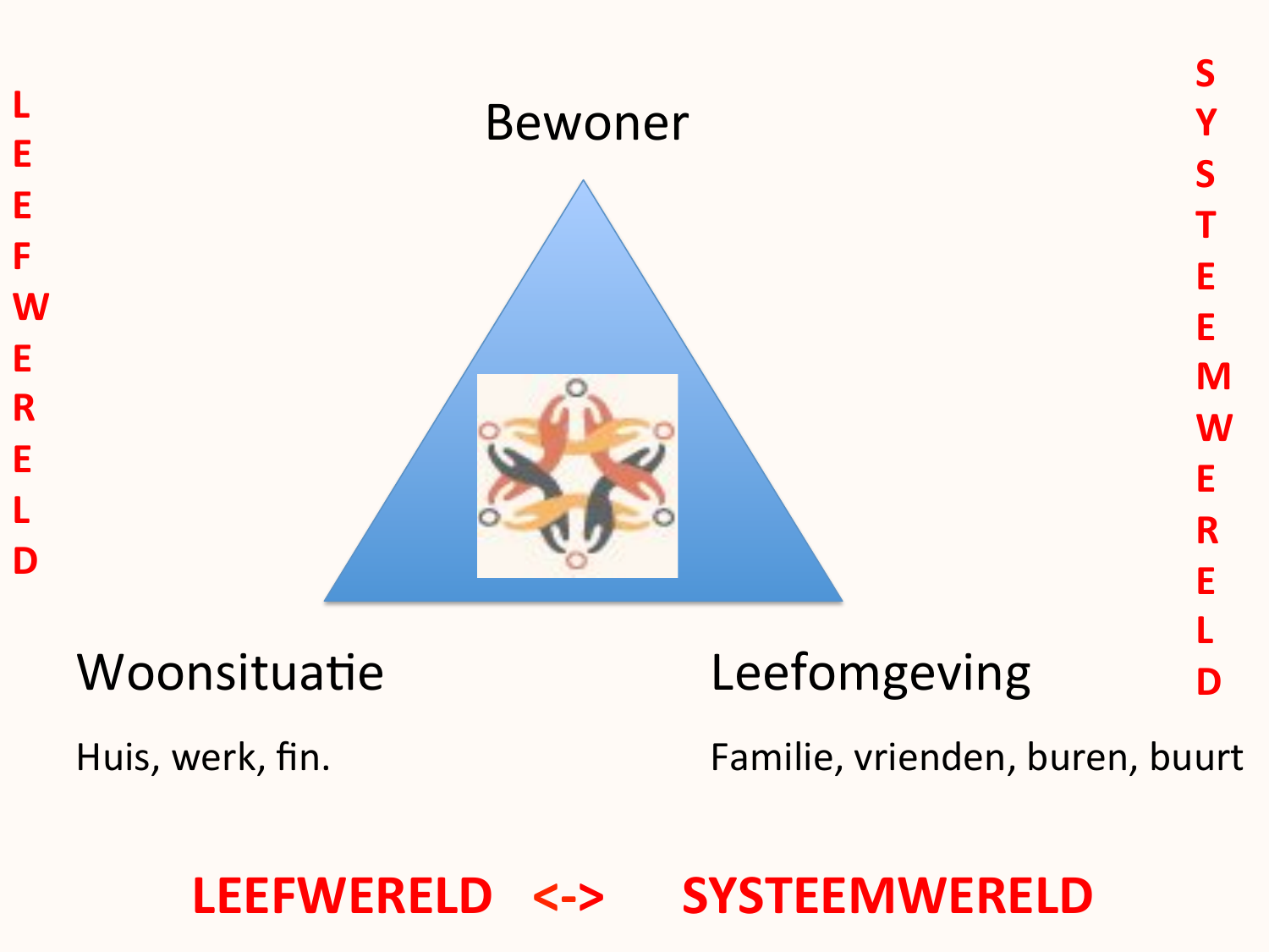LEEFWERELD

SYSTEEMWERELD

Bewoner

Woonsituatie

Huis, werk, fin.

Leefomgeving

Familie, vrienden, buren, buurt

**LEEFWERELD <-> SYSTEEMWERELD**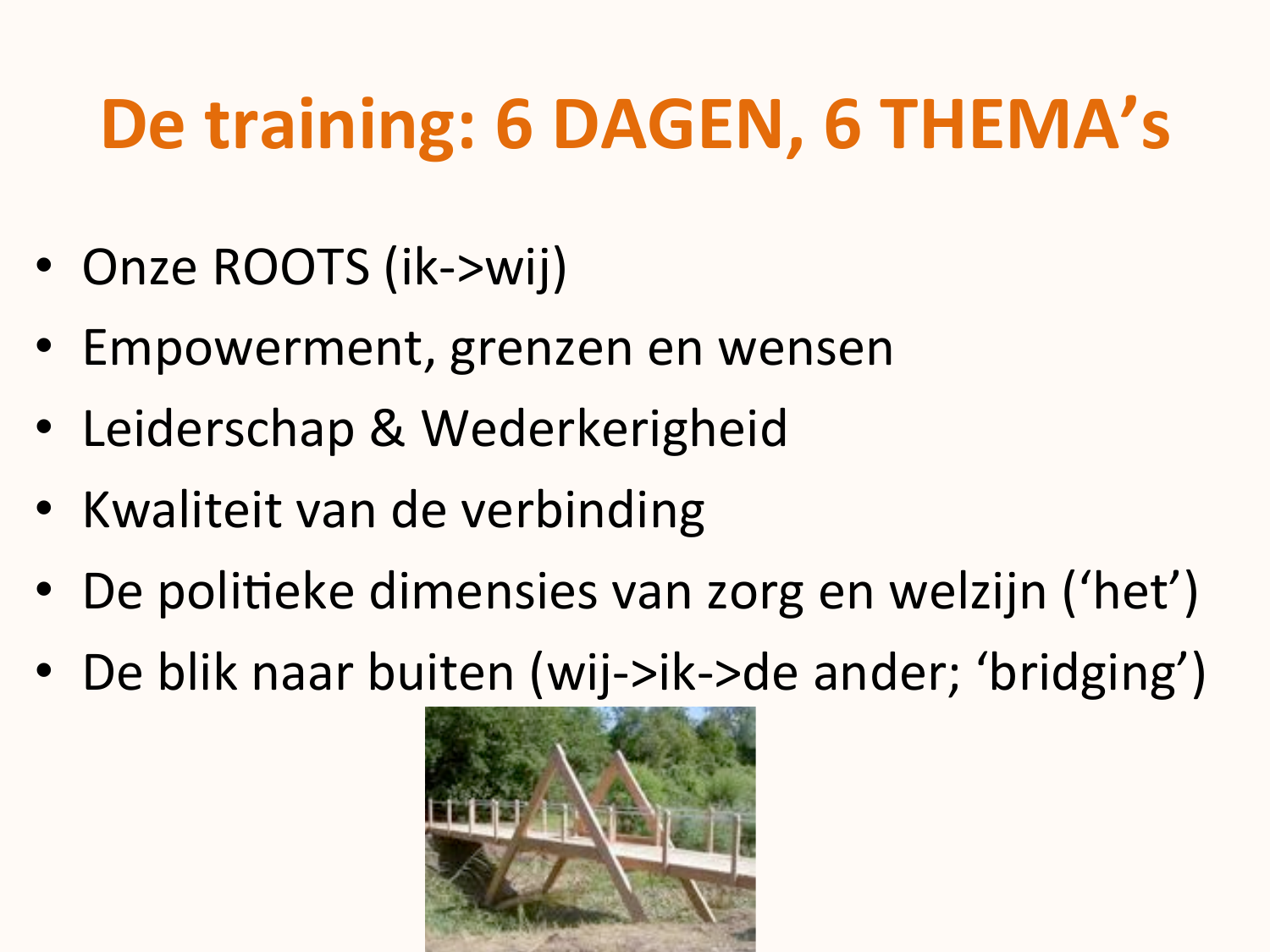# De training: 6 DAGEN, 6 THEMA's

- Onze ROOTS (ik->wij)
- Empowerment, grenzen en wensen
- Leiderschap & Wederkerigheid
- Kwaliteit van de verbinding
- De politieke dimensies van zorg en welzijn ('het')
- De blik naar buiten (wij->ik->de ander; 'bridging')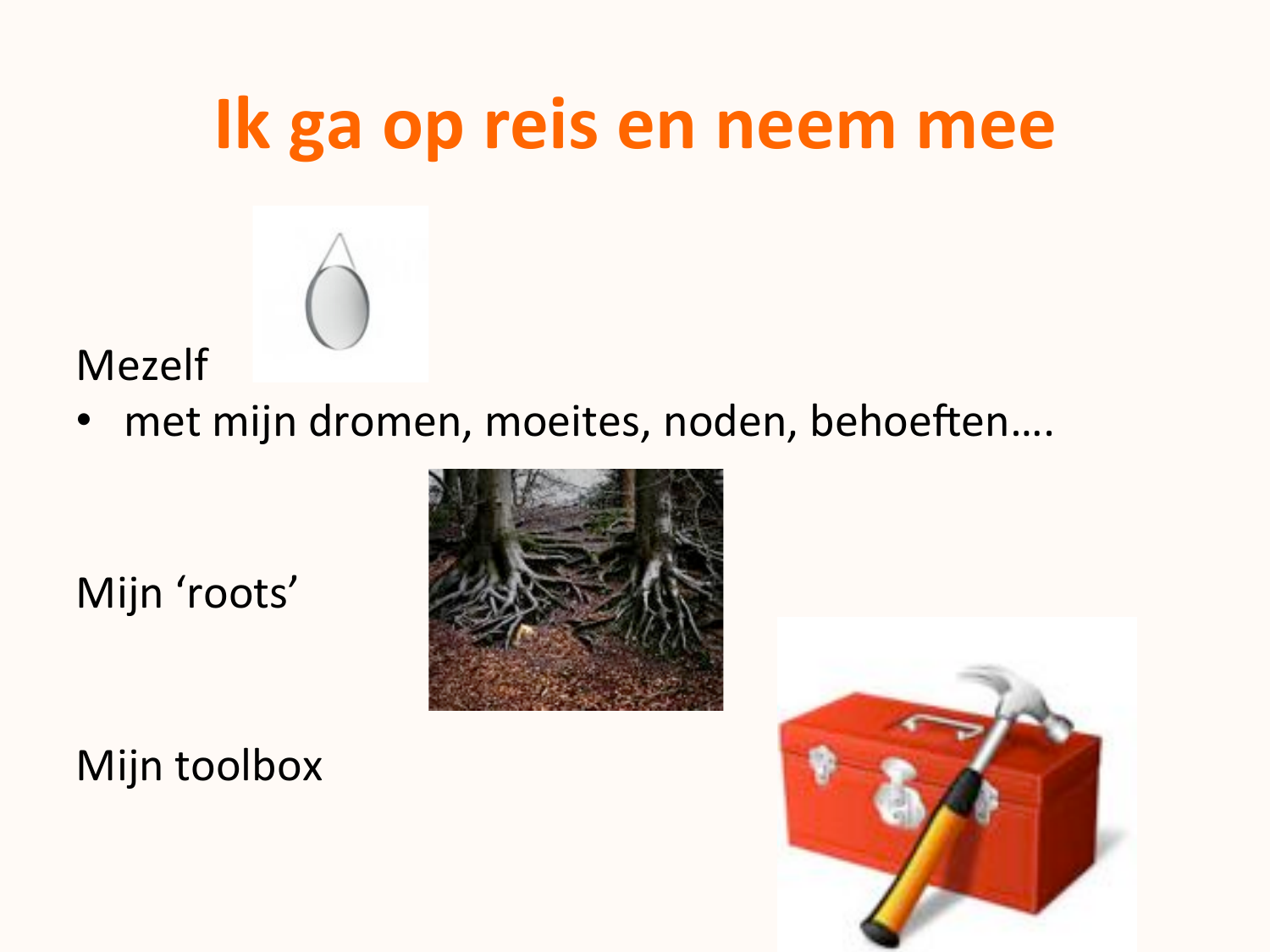# Ik ga op reis en neem mee

Mezelf

- met mijn dromen, moeites, noden, behoeften….

Mijn 'roots'

Mijn toolbox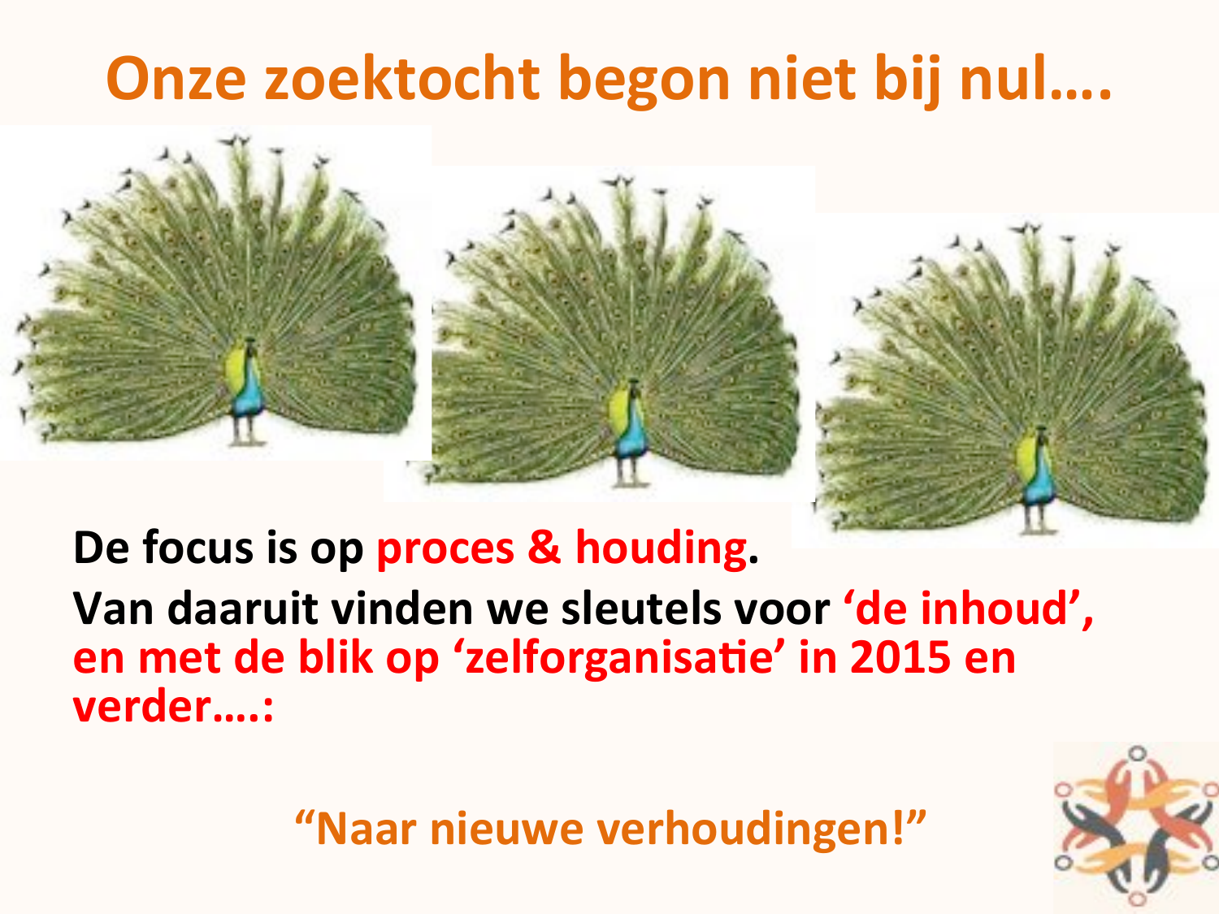# Onze zoektocht begon niet bij nul….

**De focus is op proces & houding.**
**Van daaruit vinden we sleutels voor 'de inhoud', en met de blik op 'zelforganisatie' in 2015 en verder….:**

**"Naar nieuwe verhoudingen!"**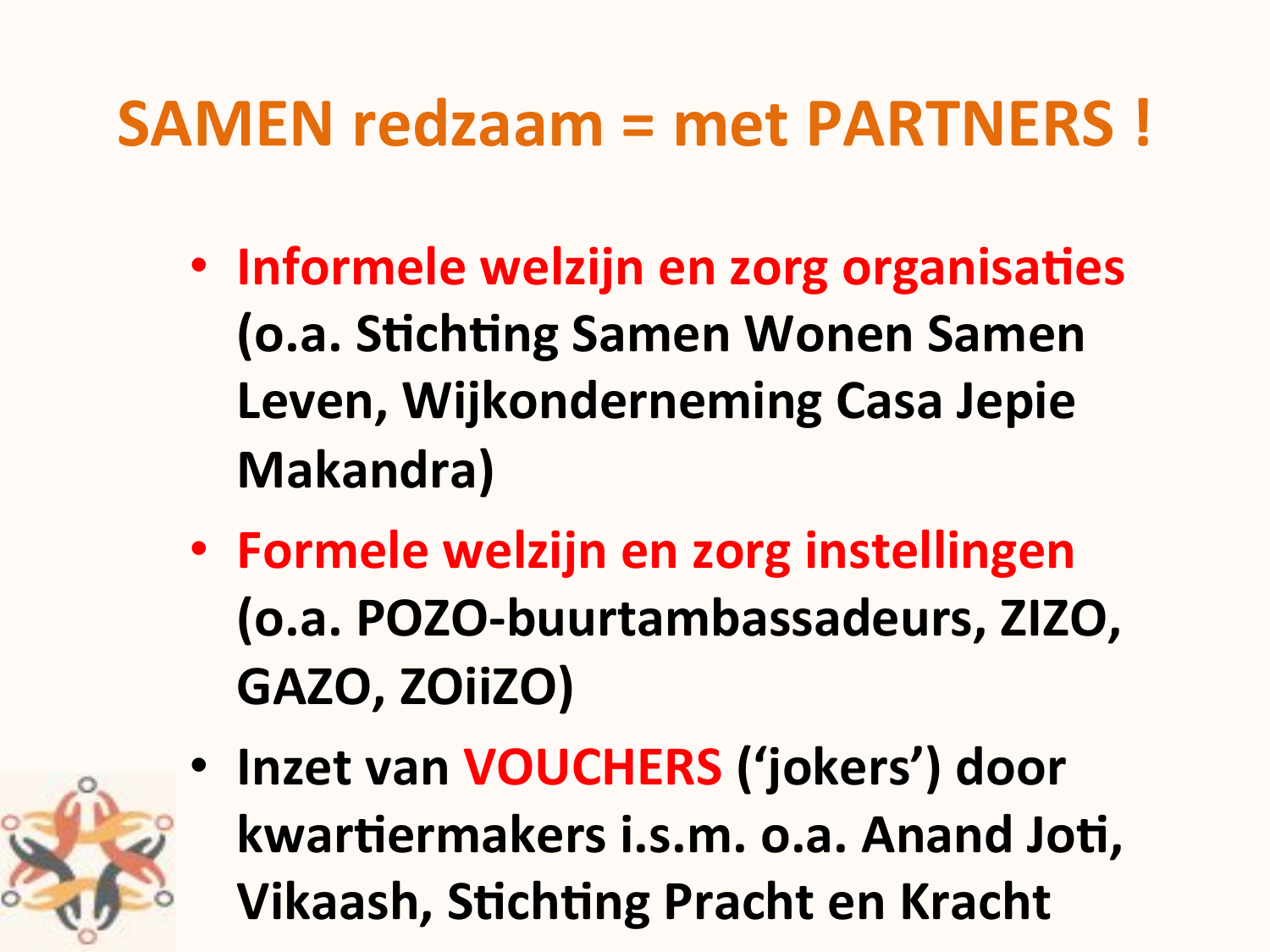# SAMEN redzaam = met PARTNERS !

- **Informele welzijn en zorg organisaties (o.a. Stichting Samen Wonen Samen Leven, Wijkonderneming Casa Jepie Makandra)**
- **Formele welzijn en zorg instellingen (o.a. POZO-buurtambassadeurs, ZIZO, GAZO, ZOiiZO)**
- **Inzet van VOUCHERS ('jokers') door kwartiermakers i.s.m. o.a. Anand Joti, Vikaash, Stichting Pracht en Kracht**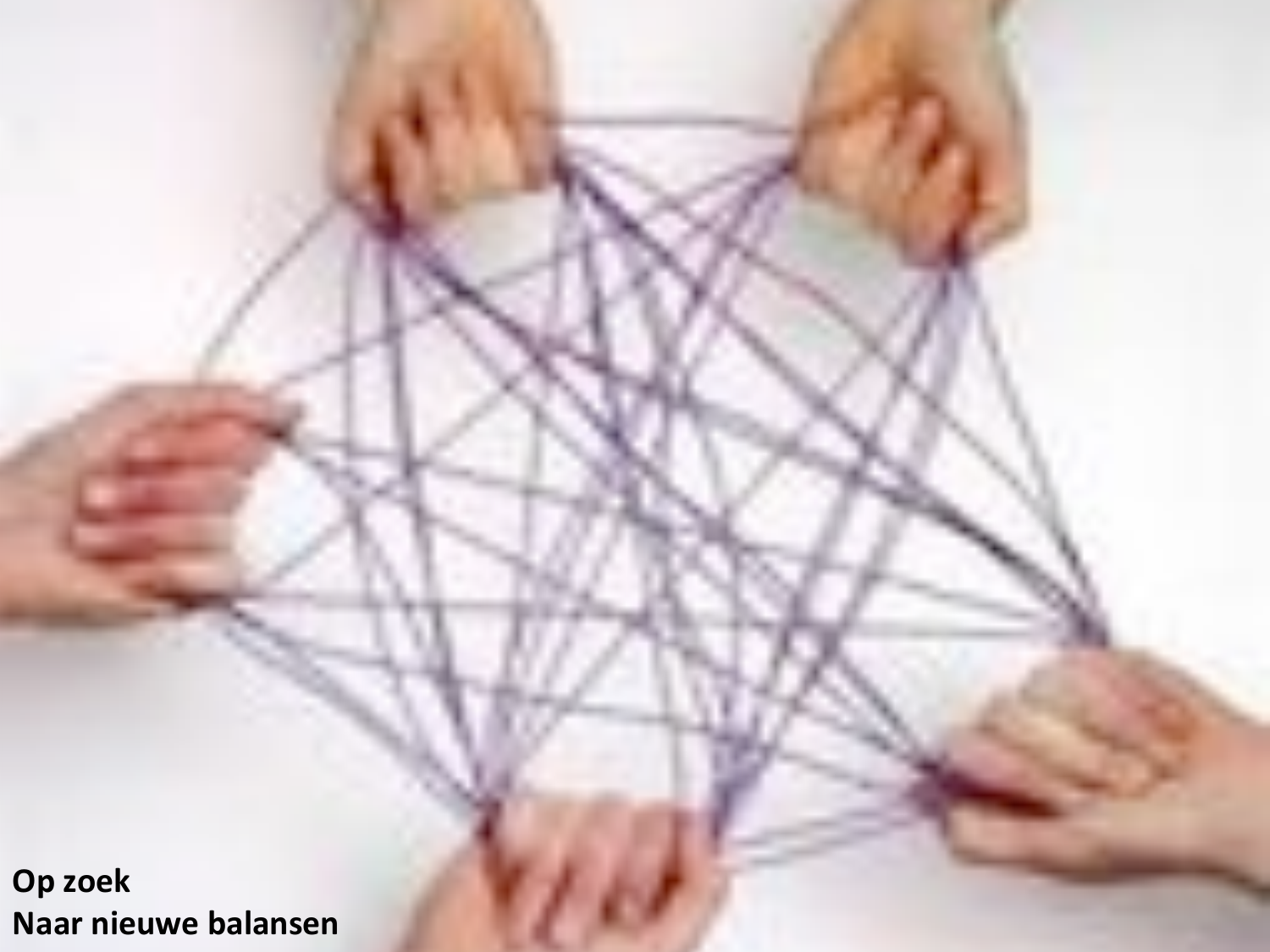**Op zoek**
**Naar nieuwe balansen**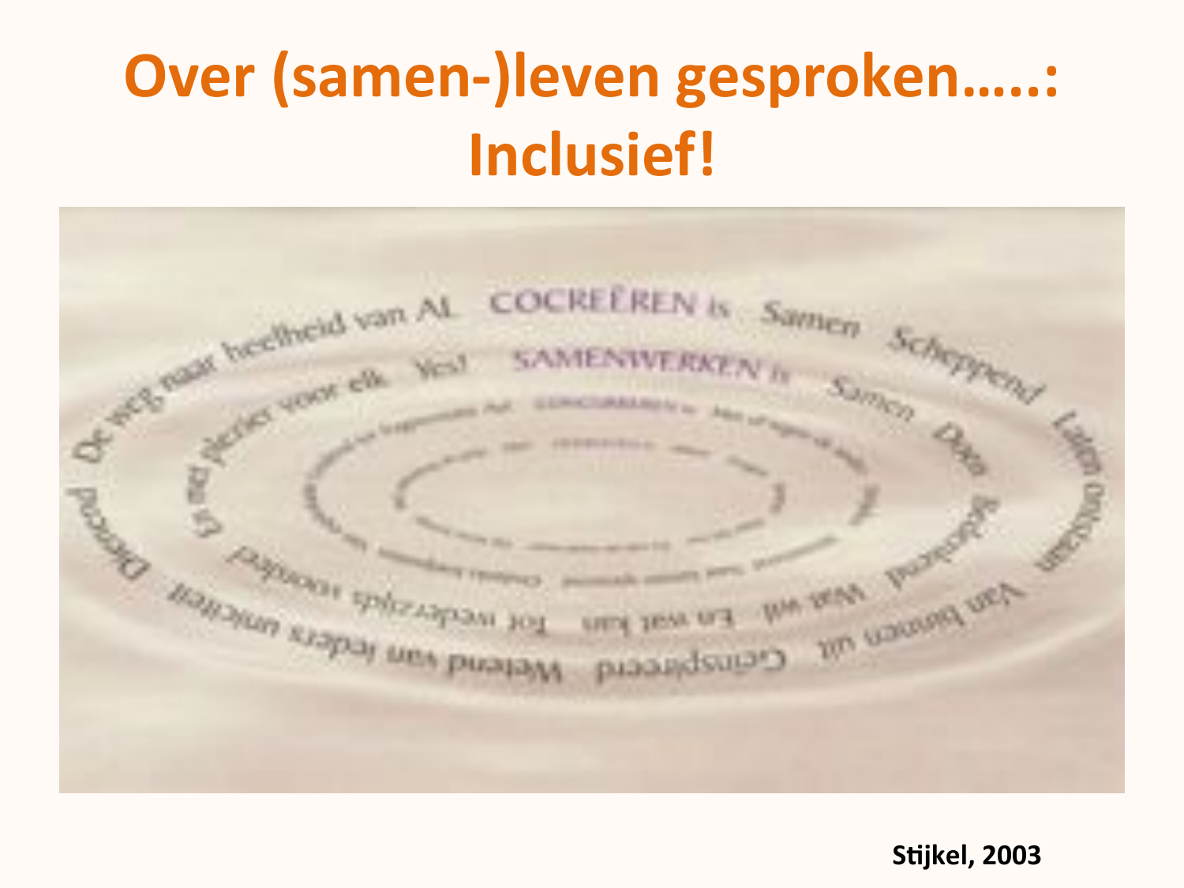# Over (samen-)leven gesproken…..: Inclusief!

COCREËREN is Samen Scheppend
Laten ontstaan
Van binnen uit
Geïnspireerd
Wetend van ieders uniciteit
Dienend
De weg naar heelheid van AL

SAMENWERKEN is Samen Doen
Betrokken
Wat wil
En wat kan
Tot wederzijds voordeel
En met plezier voor elk
Yes!

**Stijkel, 2003**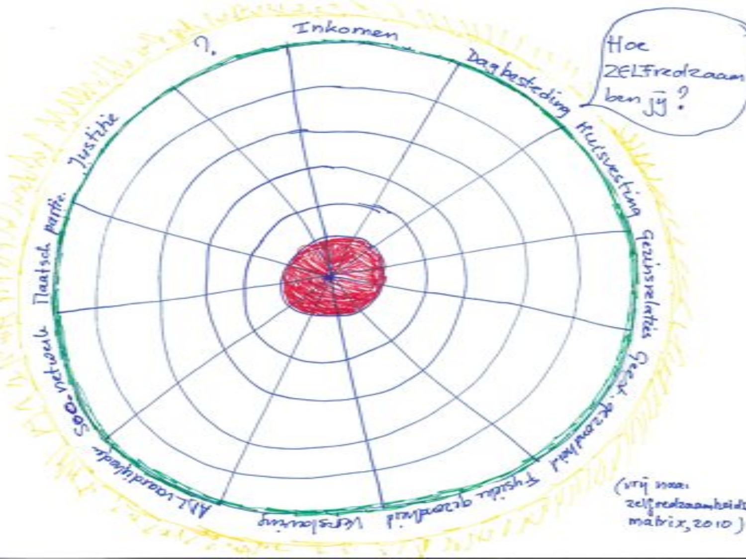Inkomen

Dagbesteding

Huisvesting

Gezinsrelaties

Geest. gezondheid

Fysieke gezondheid

Verslaving

ADL vaardigheden

Soc. netwerk

Maatsch. partic.

Justitie

?.

Hoe ZELFredzaam ben jij?

(vrij naar zelfredzaamheidsmatrix, 2010)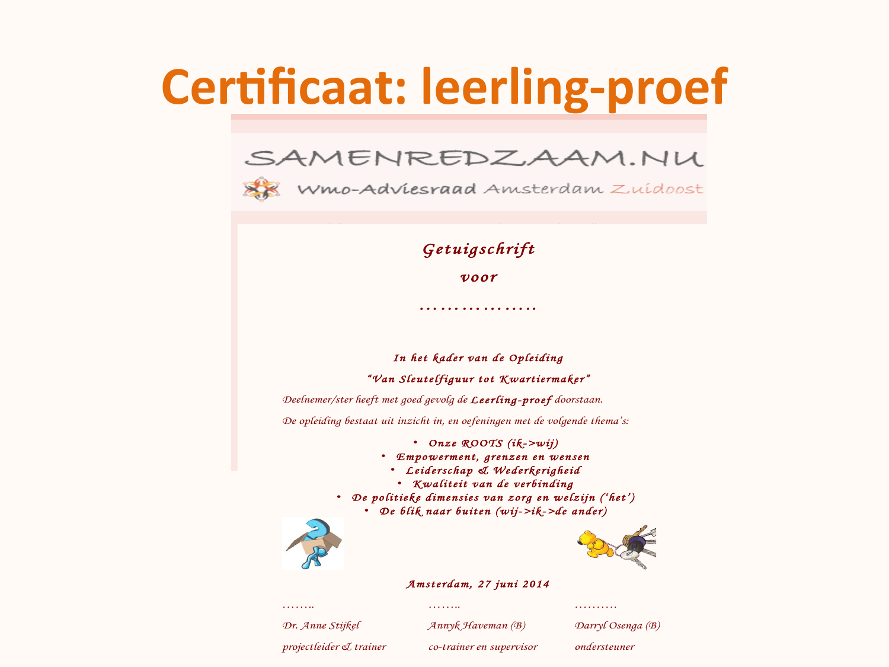# Certificaat: leerling-proef

SAMENREDZAAM.NU

Wmo-Adviesraad Amsterdam Zuidoost

## *Getuigschrift*

*voor*

*.................*

***In het kader van de Opleiding***

***“Van Sleutelfiguur tot Kwartiermaker”***

*Deelnemer/ster heeft met goed gevolg de **Leerling-proef** doorstaan.*

*De opleiding bestaat uit inzicht in, en oefeningen met de volgende thema’s:*

- ***Onze ROOTS (ik->wij)***
- ***Empowerment, grenzen en wensen***
- ***Leiderschap & Wederkerigheid***
- ***Kwaliteit van de verbinding***
- ***De politieke dimensies van zorg en welzijn (‘het’)***
- ***De blik naar buiten (wij->ik->de ander)***

***Amsterdam, 27 juni 2014***

| ........ | ........ | .......... |
|---|---|---|
| *Dr. Anne Stijkel* | *Annyk Haveman (B)* | *Darryl Osenga (B)* |
| *projectleider & trainer* | *co-trainer en supervisor* | *ondersteuner* |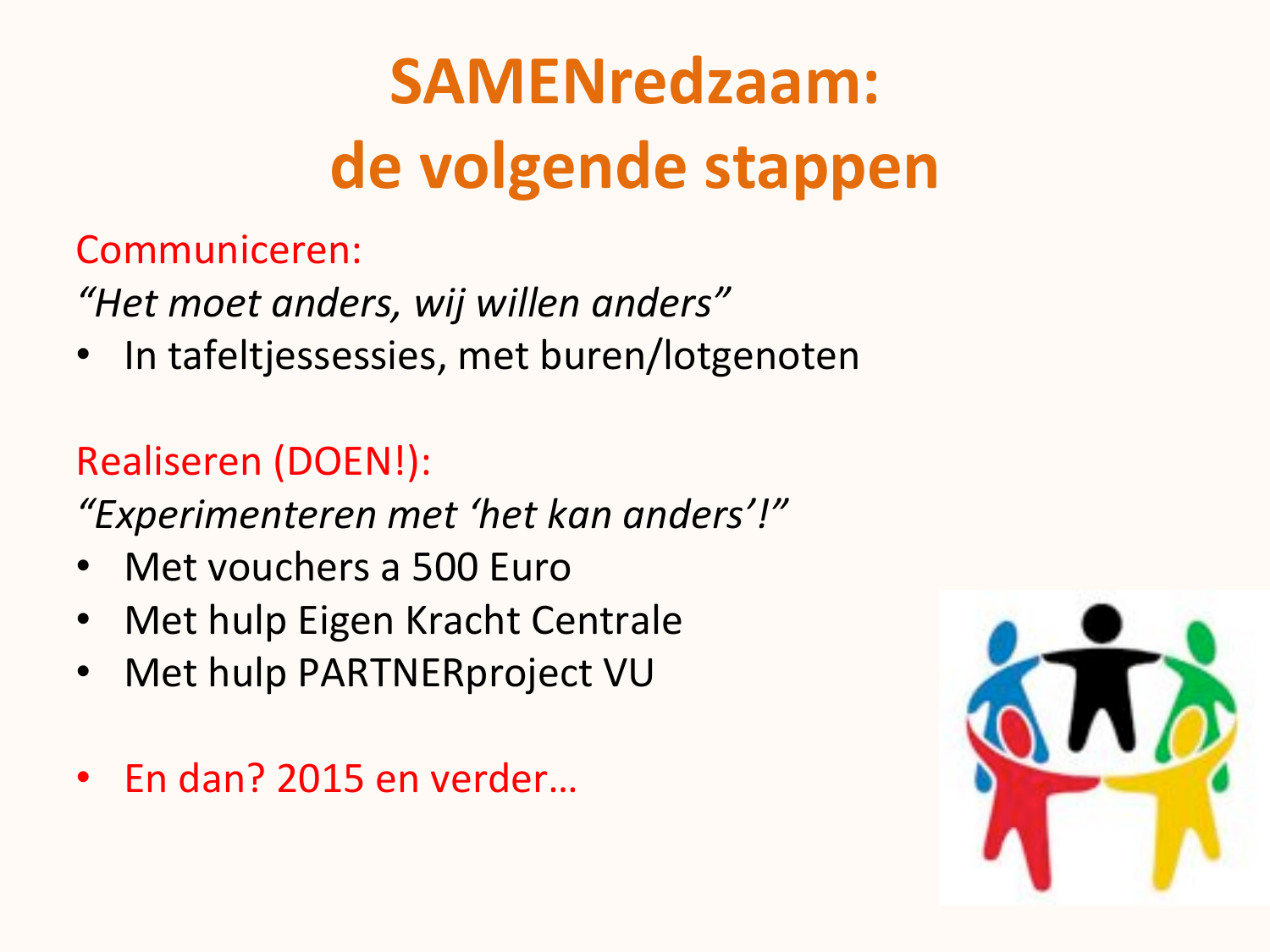# SAMENredzaam: de volgende stappen

Communiceren:

*"Het moet anders, wij willen anders"*

- In tafeltjessessies, met buren/lotgenoten

Realiseren (DOEN!):

*"Experimenteren met 'het kan anders'!"*

- Met vouchers a 500 Euro
- Met hulp Eigen Kracht Centrale
- Met hulp PARTNERproject VU

- En dan? 2015 en verder…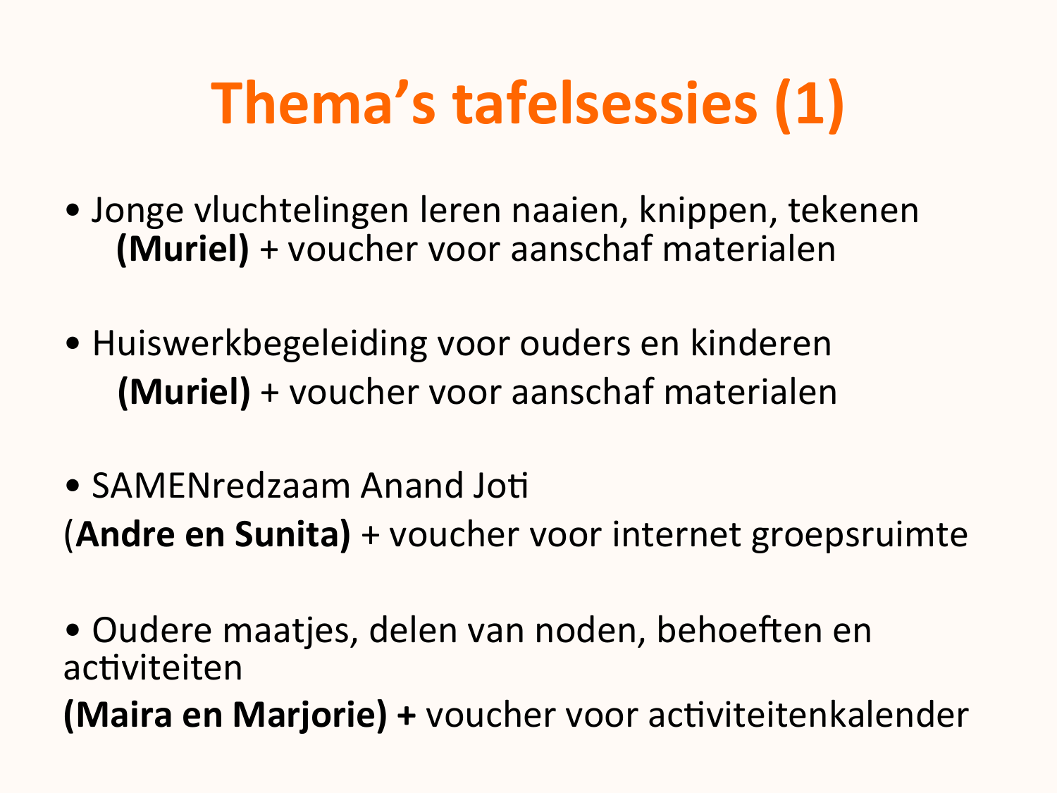# Thema's tafelsessies (1)

- Jonge vluchtelingen leren naaien, knippen, tekenen **(Muriel)** + voucher voor aanschaf materialen

- Huiswerkbegeleiding voor ouders en kinderen **(Muriel)** + voucher voor aanschaf materialen

- SAMENredzaam Anand Joti
(**Andre en Sunita)** + voucher voor internet groepsruimte

- Oudere maatjes, delen van noden, behoeften en activiteiten
**(Maira en Marjorie) +** voucher voor activiteitenkalender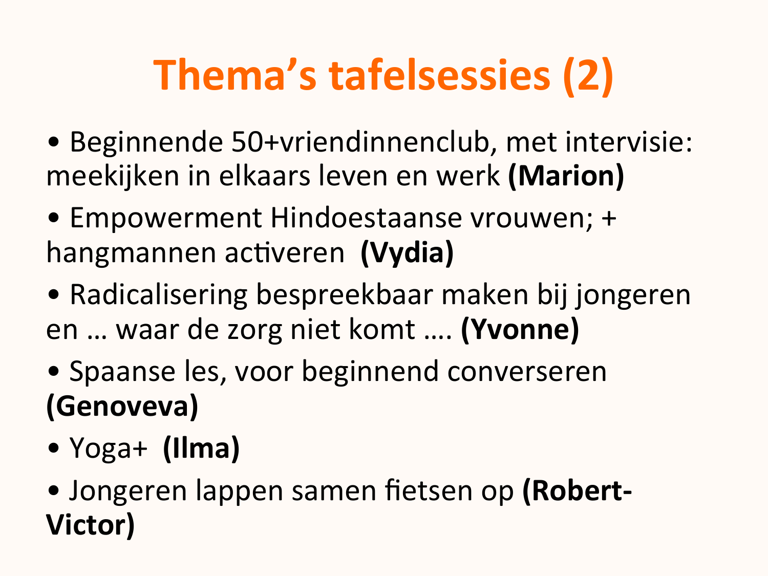# Thema's tafelsessies (2)

- Beginnende 50+vriendinnenclub, met intervisie: meekijken in elkaars leven en werk **(Marion)**
- Empowerment Hindoestaanse vrouwen; + hangmannen activeren **(Vydia)**
- Radicalisering bespreekbaar maken bij jongeren en … waar de zorg niet komt …. **(Yvonne)**
- Spaanse les, voor beginnend converseren **(Genoveva)**
- Yoga+ **(Ilma)**
- Jongeren lappen samen fietsen op **(Robert-Victor)**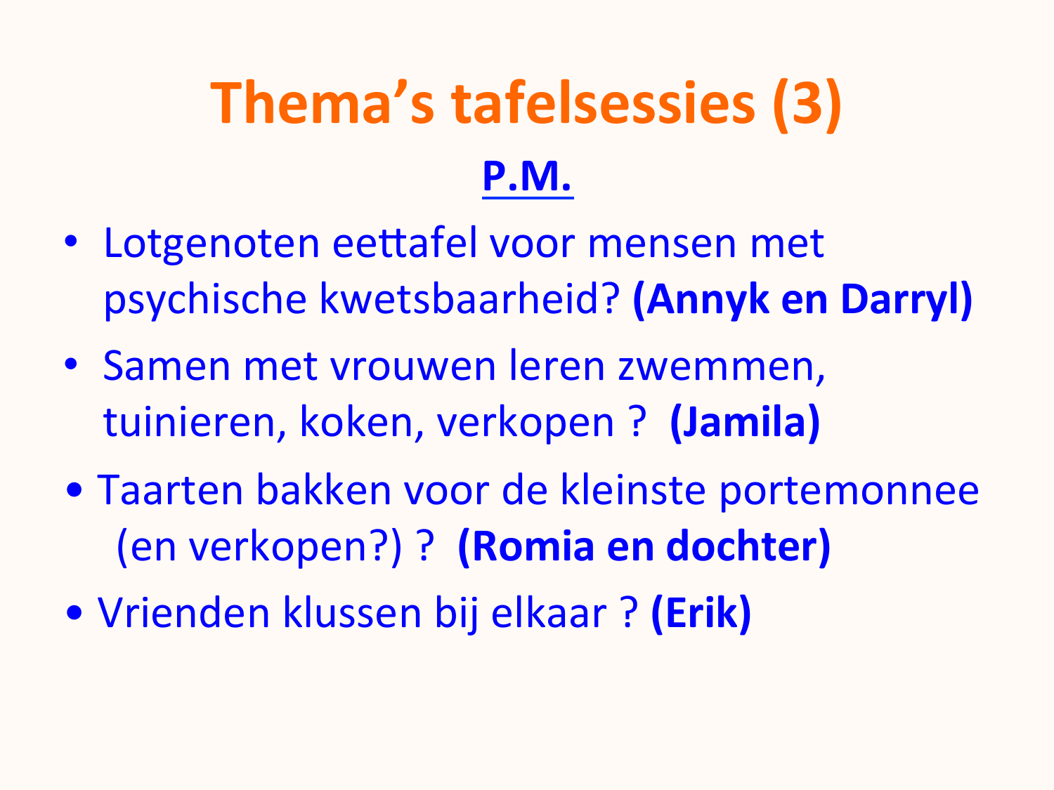# Thema's tafelsessies (3)

## P.M.

- Lotgenoten eettafel voor mensen met psychische kwetsbaarheid? **(Annyk en Darryl)**
- Samen met vrouwen leren zwemmen, tuinieren, koken, verkopen ? **(Jamila)**
- Taarten bakken voor de kleinste portemonnee (en verkopen?) ? **(Romia en dochter)**
- Vrienden klussen bij elkaar ? **(Erik)**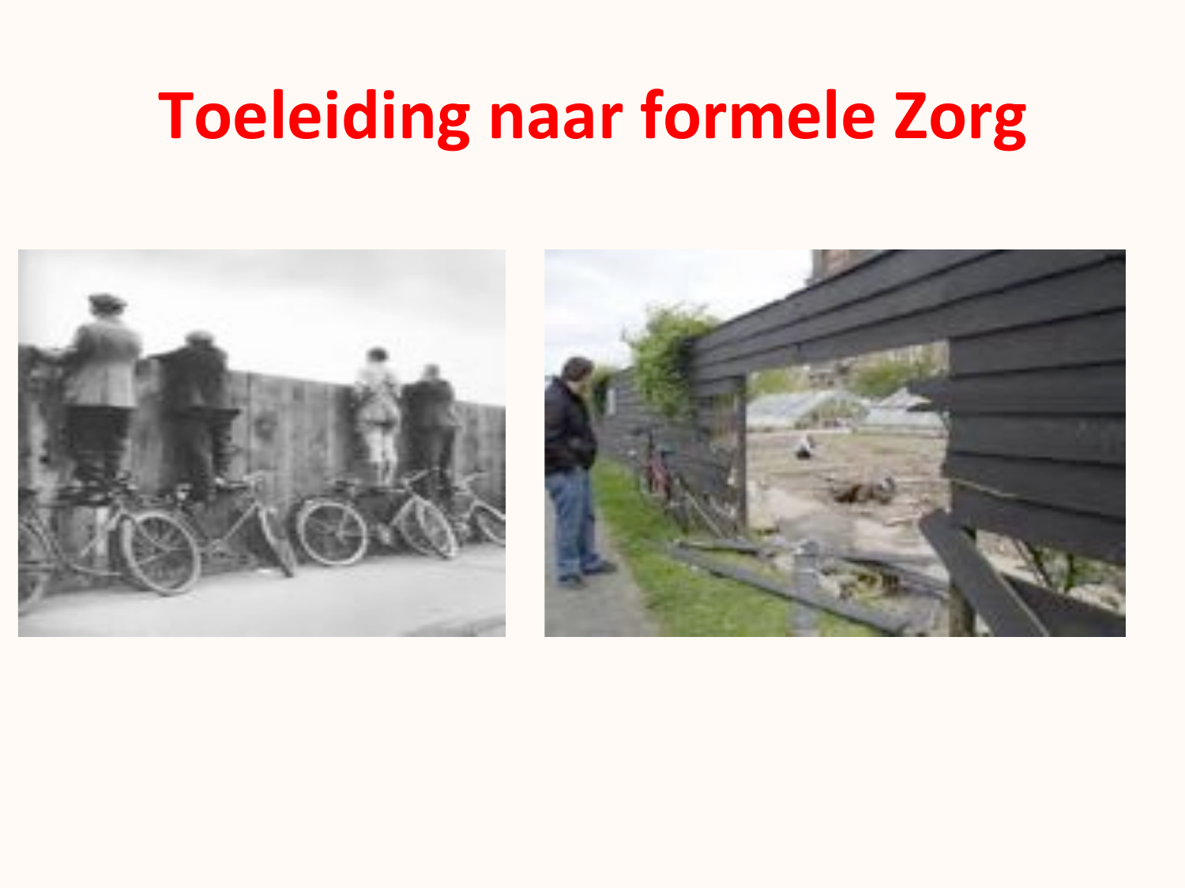# Toeleiding naar formele Zorg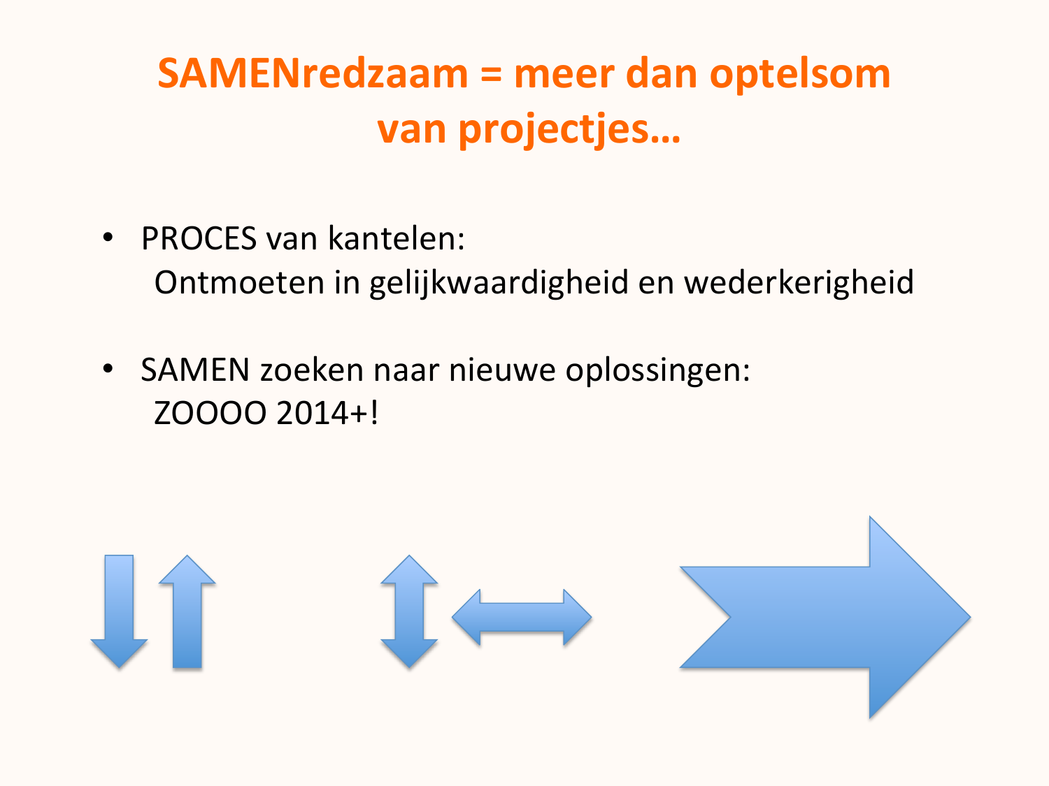# SAMENredzaam = meer dan optelsom van projectjes…

- PROCES van kantelen:
  Ontmoeten in gelijkwaardigheid en wederkerigheid

- SAMEN zoeken naar nieuwe oplossingen:
  ZOOOO 2014+!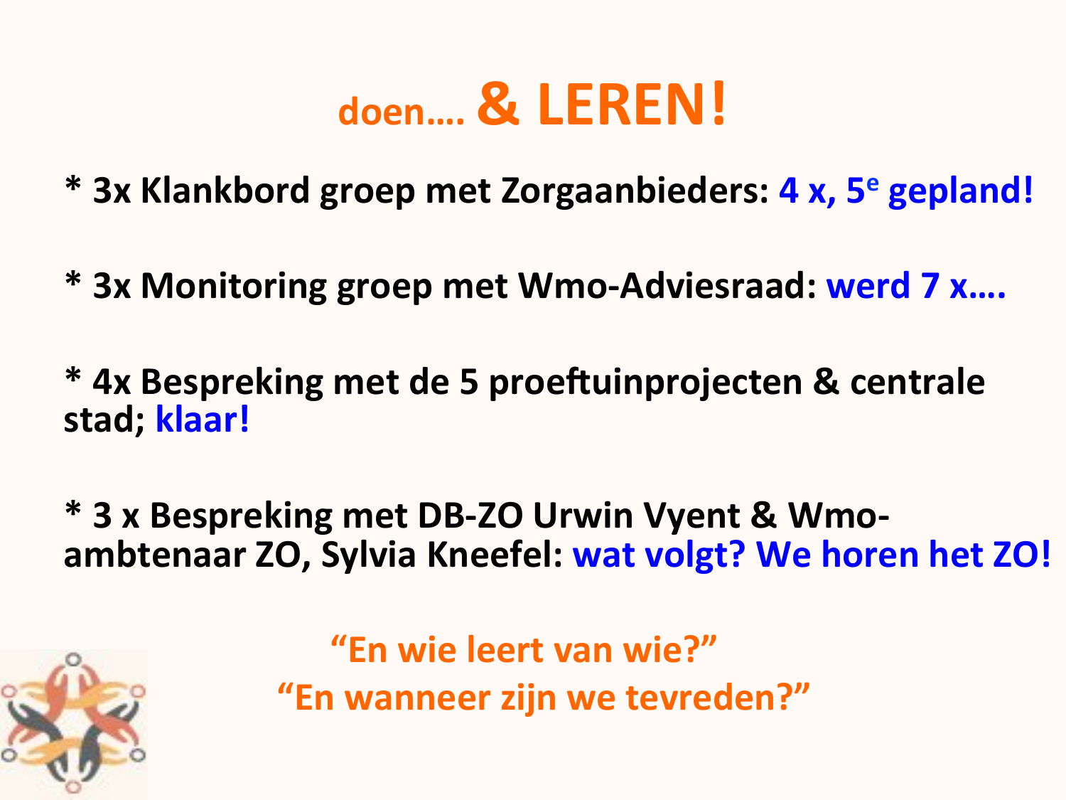# doen.... & LEREN!

**\* 3x Klankbord groep met Zorgaanbieders:** **4 x, 5e gepland!**

**\* 3x Monitoring groep met Wmo-Adviesraad:** **werd 7 x....**

**\* 4x Bespreking met de 5 proeftuinprojecten & centrale stad;** **klaar!**

**\* 3 x Bespreking met DB-ZO Urwin Vyent & Wmo-ambtenaar ZO, Sylvia Kneefel:** **wat volgt? We horen het ZO!**

**"En wie leert van wie?"**
**"En wanneer zijn we tevreden?"**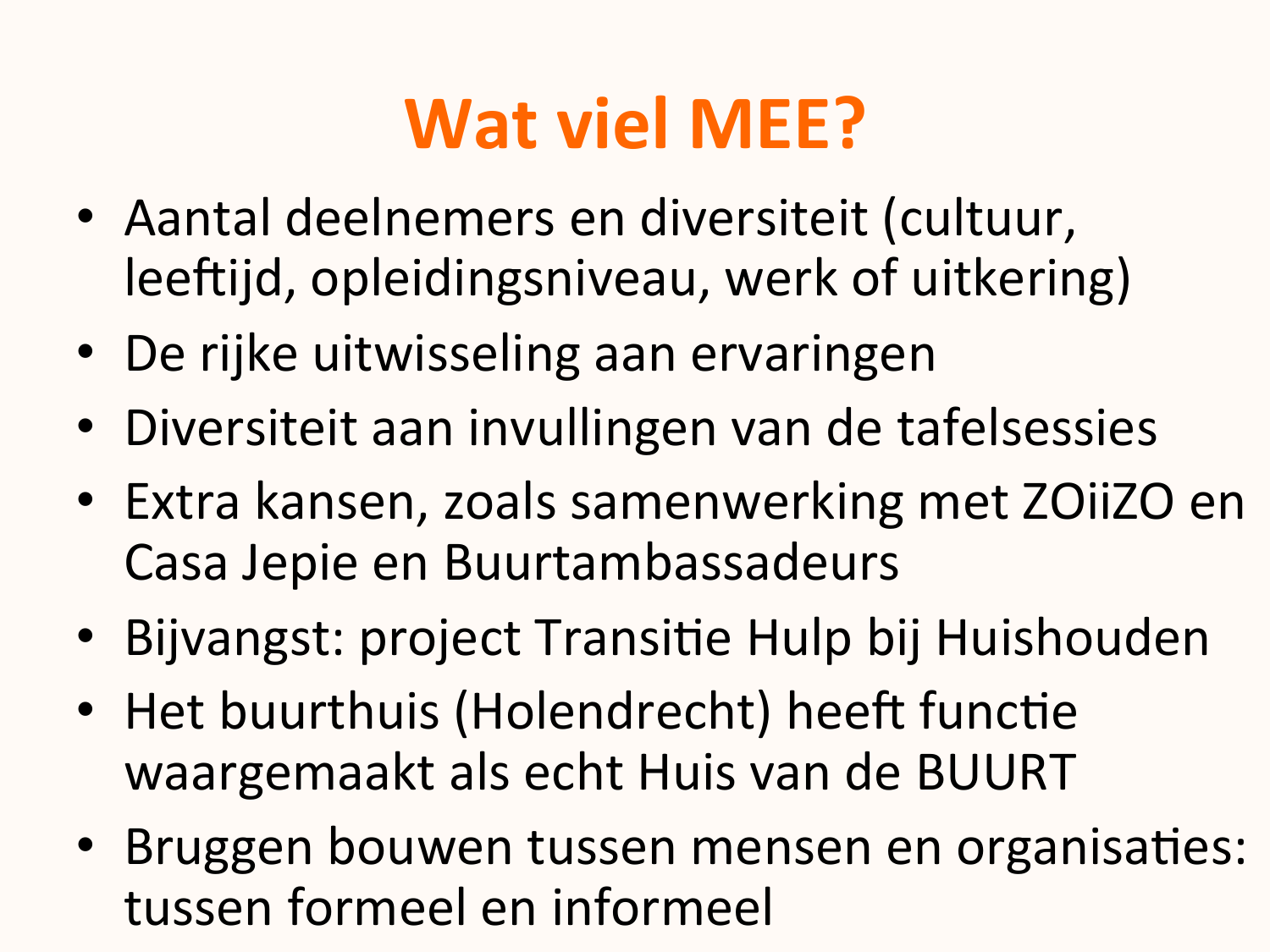# Wat viel MEE?

- Aantal deelnemers en diversiteit (cultuur, leeftijd, opleidingsniveau, werk of uitkering)
- De rijke uitwisseling aan ervaringen
- Diversiteit aan invullingen van de tafelsessies
- Extra kansen, zoals samenwerking met ZOiiZO en Casa Jepie en Buurtambassadeurs
- Bijvangst: project Transitie Hulp bij Huishouden
- Het buurthuis (Holendrecht) heeft functie waargemaakt als echt Huis van de BUURT
- Bruggen bouwen tussen mensen en organisaties: tussen formeel en informeel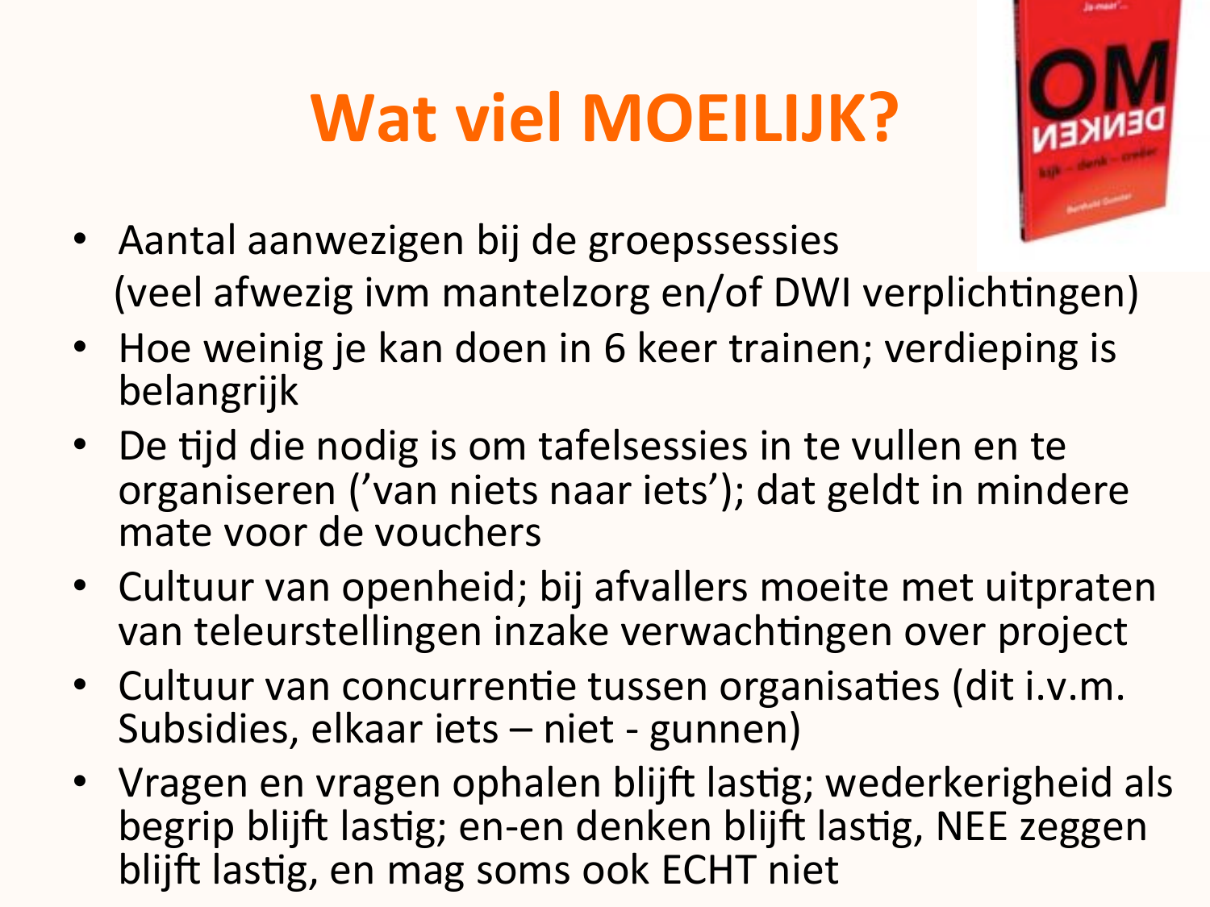# Wat viel MOEILIJK?

- Aantal aanwezigen bij de groepssessies (veel afwezig ivm mantelzorg en/of DWI verplichtingen)
- Hoe weinig je kan doen in 6 keer trainen; verdieping is belangrijk
- De tijd die nodig is om tafelsessies in te vullen en te organiseren ('van niets naar iets'); dat geldt in mindere mate voor de vouchers
- Cultuur van openheid; bij afvallers moeite met uitpraten van teleurstellingen inzake verwachtingen over project
- Cultuur van concurrentie tussen organisaties (dit i.v.m. Subsidies, elkaar iets – niet - gunnen)
- Vragen en vragen ophalen blijft lastig; wederkerigheid als begrip blijft lastig; en-en denken blijft lastig, NEE zeggen blijft lastig, en mag soms ook ECHT niet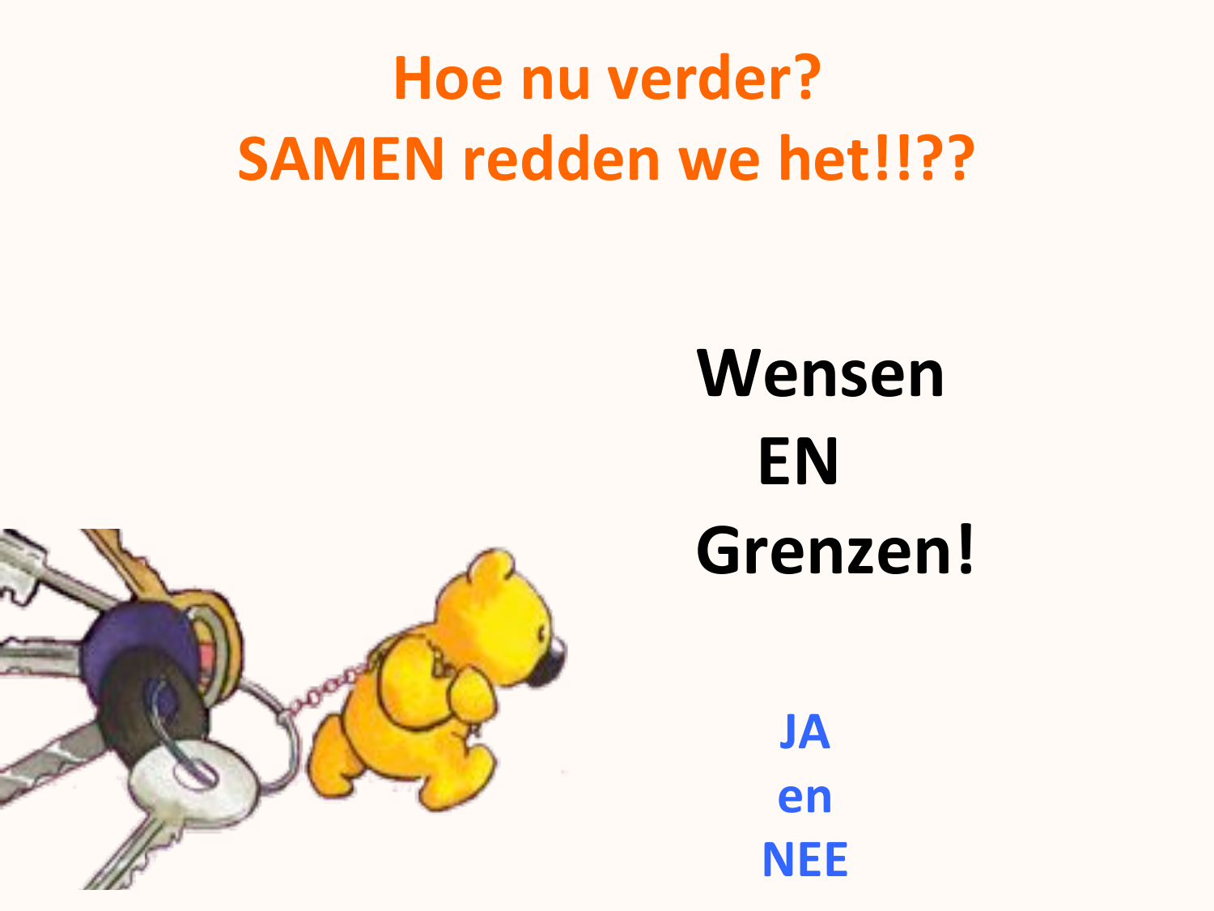# Hoe nu verder?
# SAMEN redden we het!!??

**Wensen**
**EN**
**Grenzen!**

**JA**
**en**
**NEE**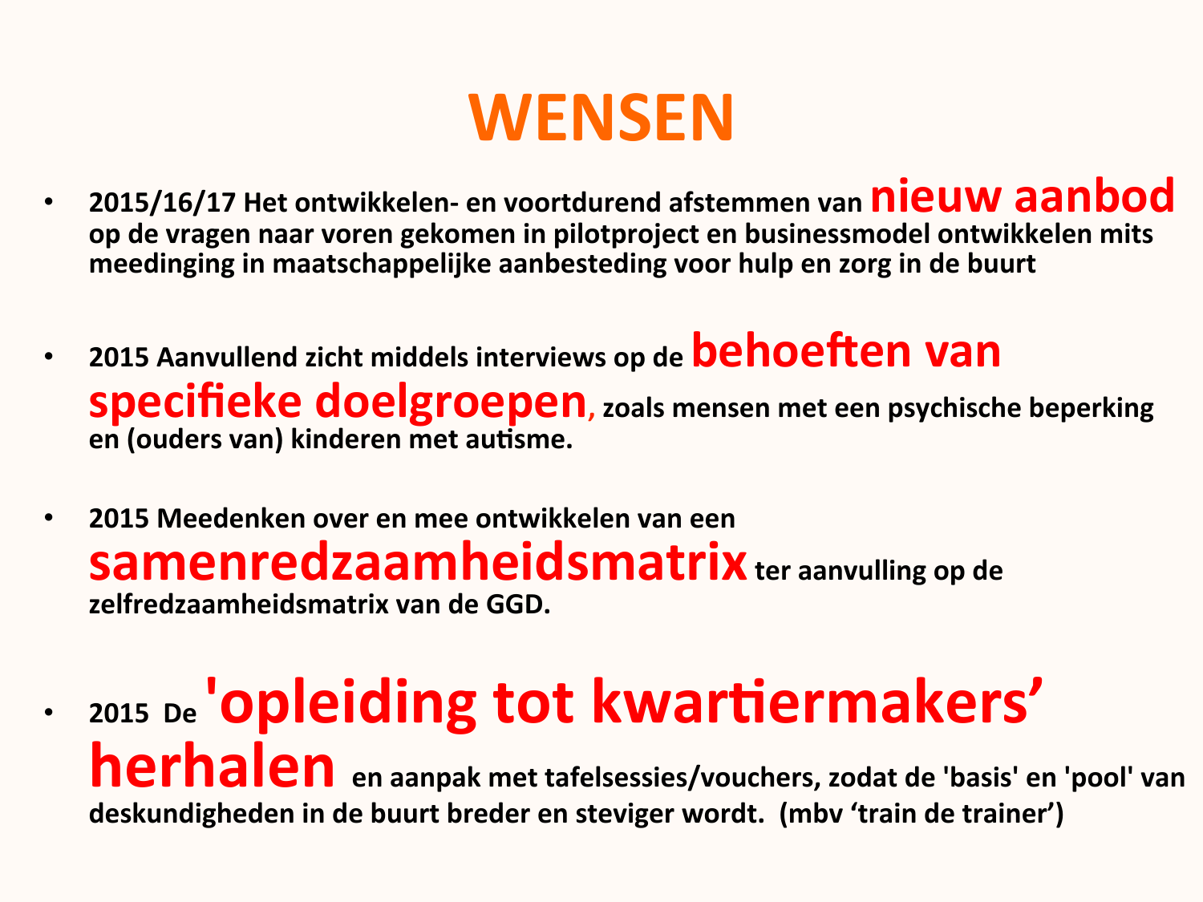# WENSEN

- **2015/16/17 Het ontwikkelen- en voortdurend afstemmen van nieuw aanbod op de vragen naar voren gekomen in pilotproject en businessmodel ontwikkelen mits meedinging in maatschappelijke aanbesteding voor hulp en zorg in de buurt**

- **2015 Aanvullend zicht middels interviews op de behoeften van specifieke doelgroepen, zoals mensen met een psychische beperking en (ouders van) kinderen met autisme.**

- **2015 Meedenken over en mee ontwikkelen van een samenredzaamheidsmatrix ter aanvulling op de zelfredzaamheidsmatrix van de GGD.**

- **2015 De 'opleiding tot kwartiermakers' herhalen en aanpak met tafelsessies/vouchers, zodat de 'basis' en 'pool' van deskundigheden in de buurt breder en steviger wordt. (mbv 'train de trainer')**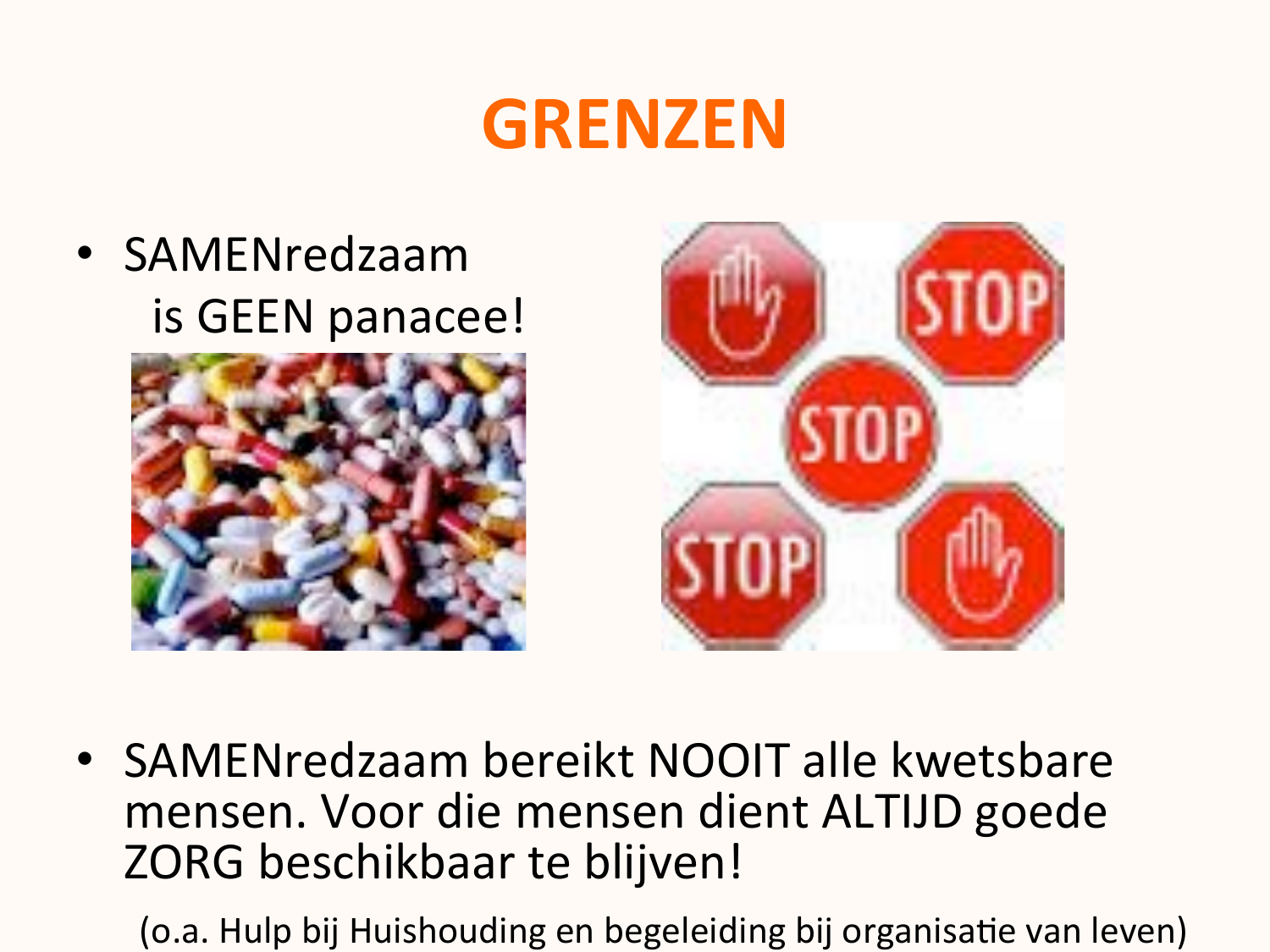# GRENZEN

- SAMENredzaam
  is GEEN panacee!

- SAMENredzaam bereikt NOOIT alle kwetsbare mensen. Voor die mensen dient ALTIJD goede ZORG beschikbaar te blijven!

  (o.a. Hulp bij Huishouding en begeleiding bij organisatie van leven)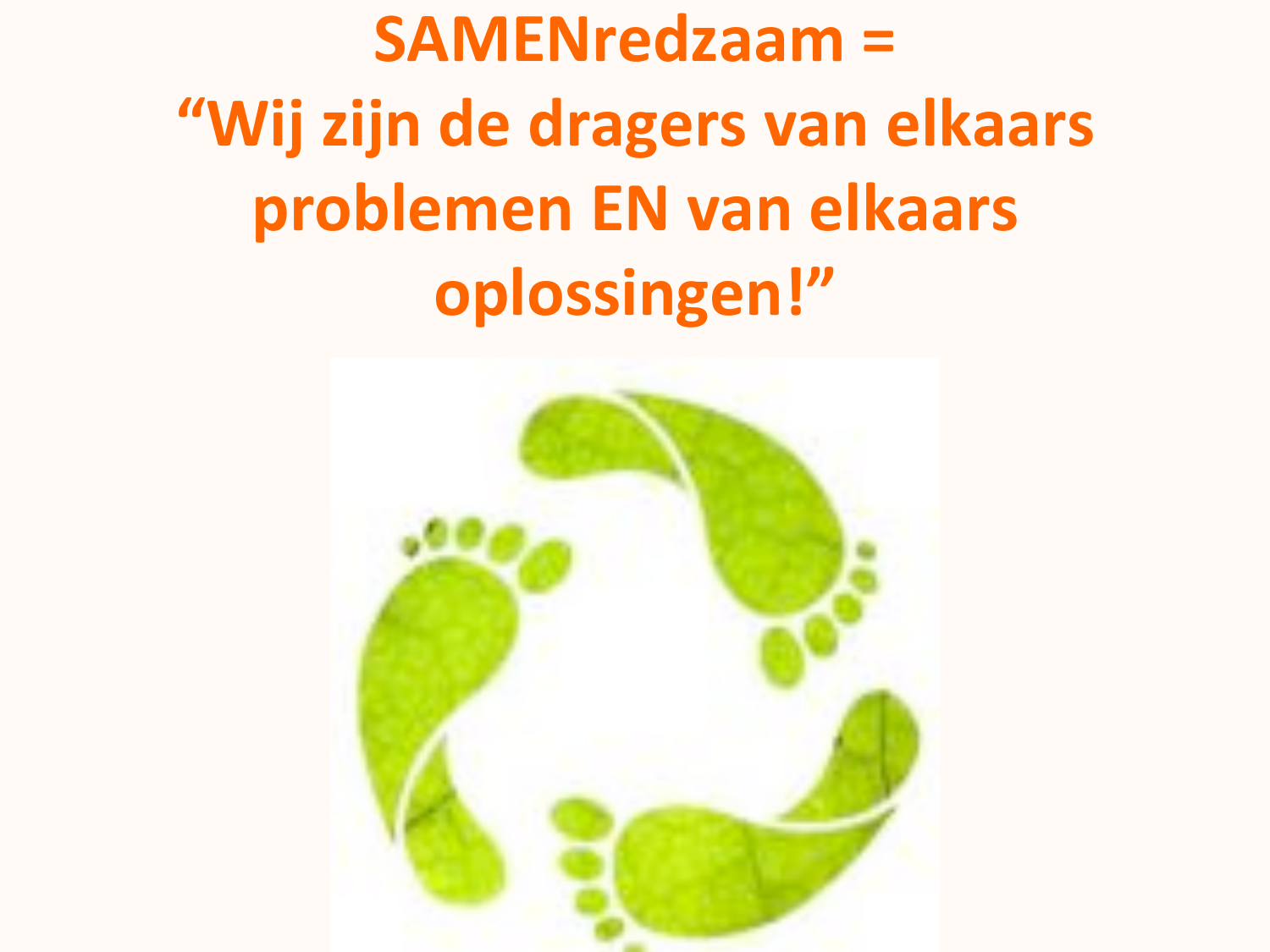# SAMENredzaam = “Wij zijn de dragers van elkaars problemen EN van elkaars oplossingen!”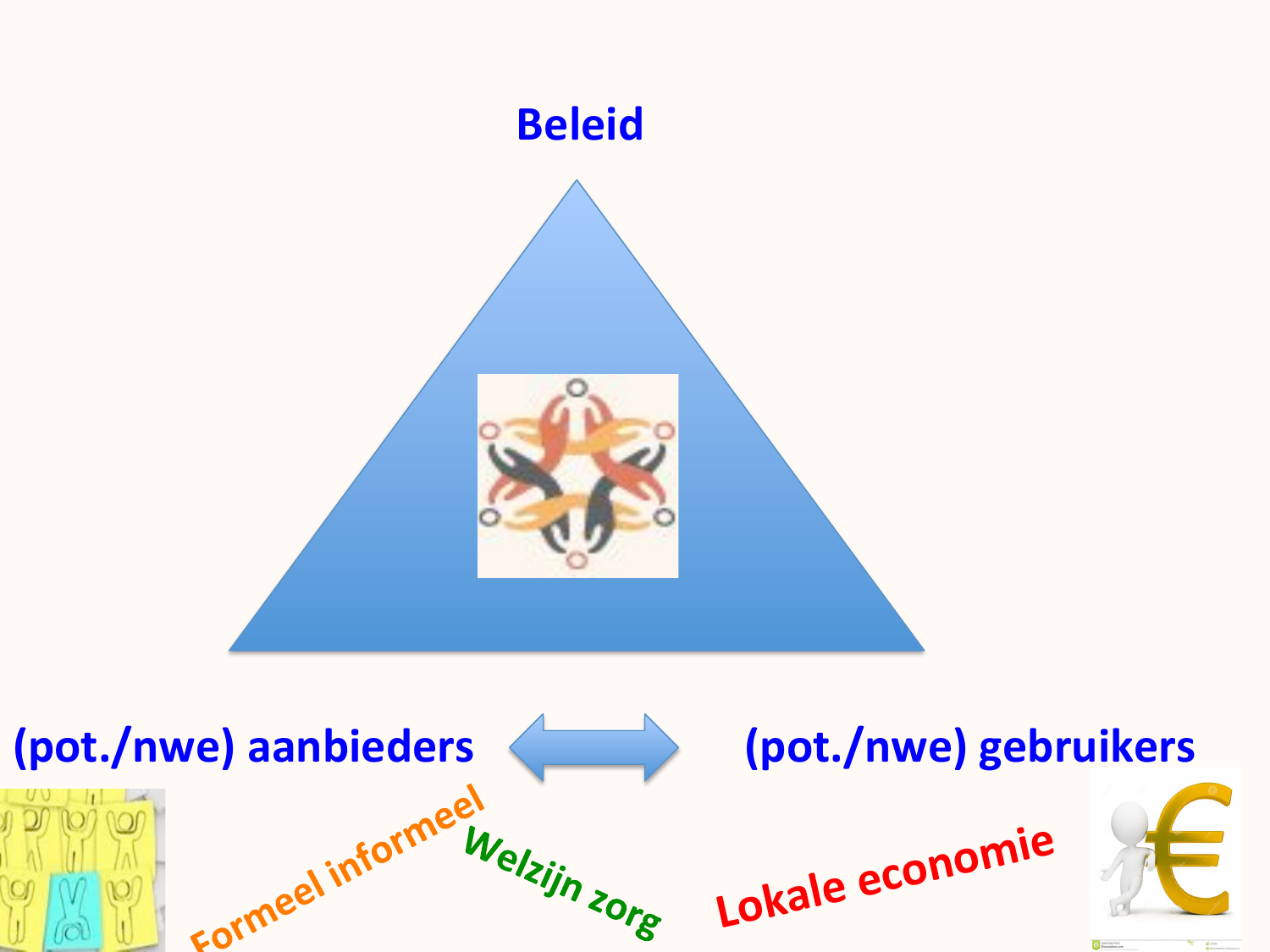**Beleid**

**(pot./nwe) aanbieders** ⟷ **(pot./nwe) gebruikers**

Formeel informeel

Welzijn zorg

Lokale economie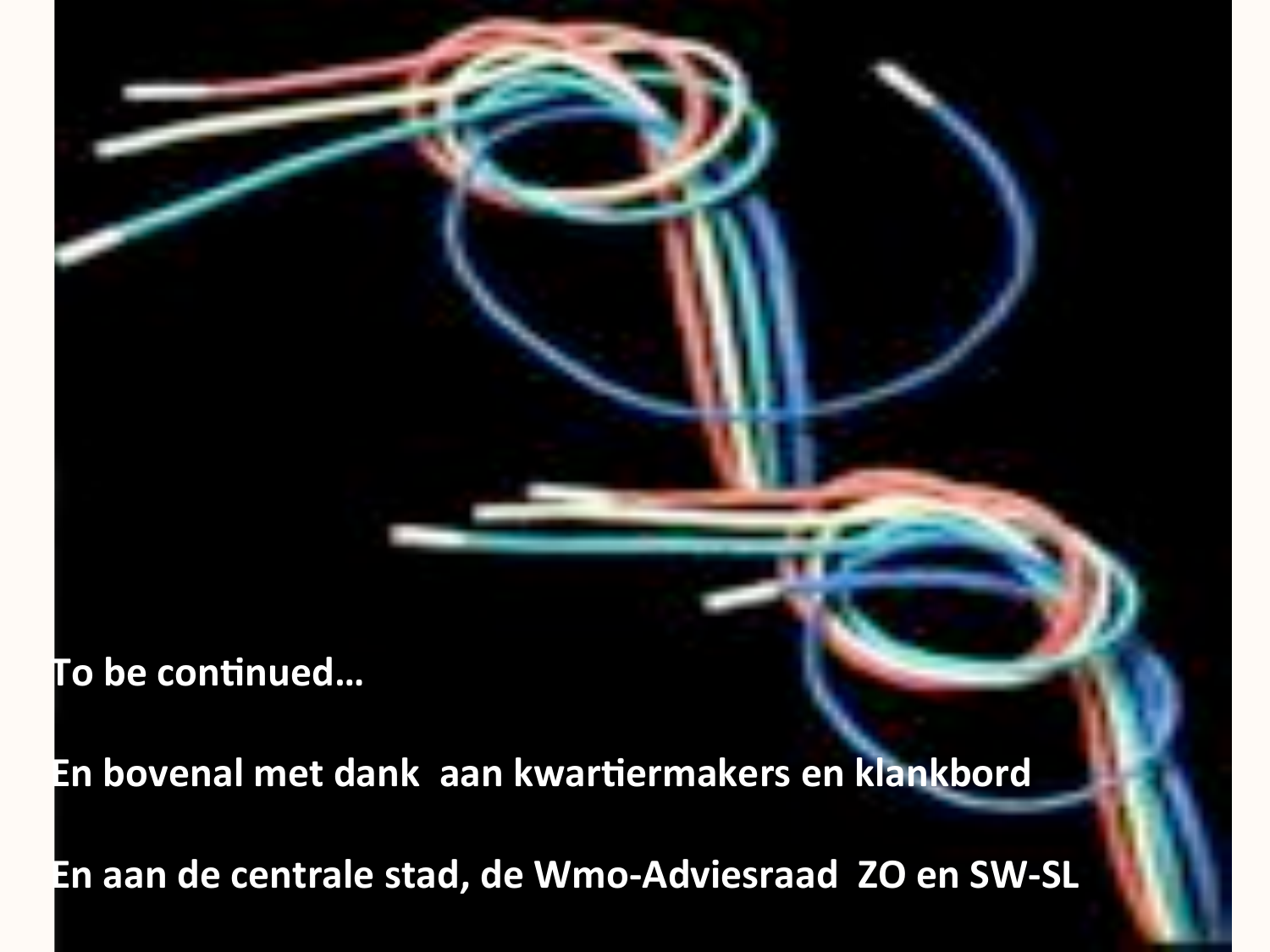To be continued…

En bovenal met dank  aan kwartiermakers en klankbord

En aan de centrale stad, de Wmo-Adviesraad  ZO en SW-SL